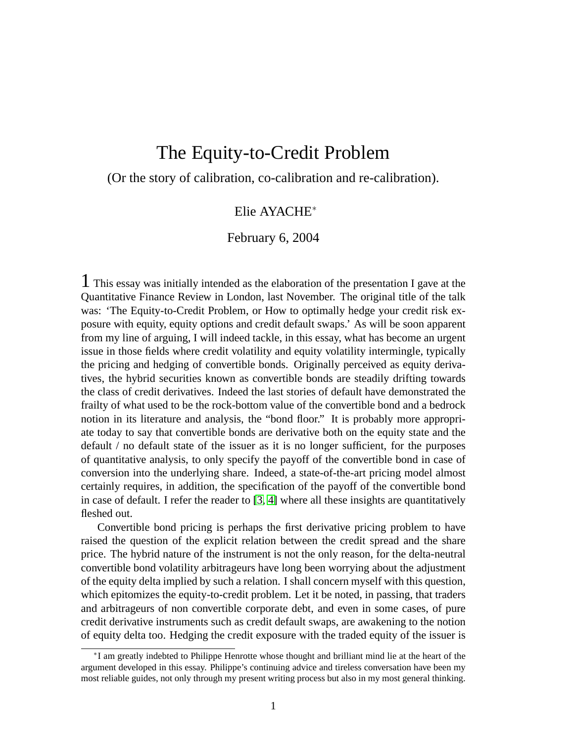# The Equity-to-Credit Problem

(Or the story of calibration, co-calibration and re-calibration).

Elie AYACHE*

February 6, 2004

**1** This essay was initially intended as the elaboration of the presentation I gave at the Quantitative Finance Review in London, last November. The original title of the talk was: 'The Equity-to-Credit Problem, or How to optimally hedge your credit risk exposure with equity, equity options and credit default swaps.' As will be soon apparent from my line of arguing, I will indeed tackle, in this essay, what has become an urgent issue in those fields where credit volatility and equity volatility intermingle, typically the pricing and hedging of convertible bonds. Originally perceived as equity derivatives, the hybrid securities known as convertible bonds are steadily drifting towards the class of credit derivatives. Indeed the last stories of default have demonstrated the frailty of what used to be the rock-bottom value of the convertible bond and a bedrock notion in its literature and analysis, the "bond floor." It is probably more appropriate today to say that convertible bonds are derivative both on the equity state and the default / no default state of the issuer as it is no longer sufficient, for the purposes of quantitative analysis, to only specify the payoff of the convertible bond in case of conversion into the underlying share. Indeed, a state-of-the-art pricing model almost certainly requires, in addition, the specification of the payoff of the convertible bond in case of default. I refer the reader to [3, 4] where all these insights are quantitatively fleshed out.

Convertible bond pricing is perhaps the first derivative pricing problem to have raised the question of the explicit relation between the credit spread and the share price. The hybrid nature of the instrument is not the only reason, for the delta-neutral convertible bond volatility arbitrageurs have long been worrying about the adjustment of the equity delta implied by such a relation. I shall concern myself with this question, which epitomizes the equity-to-credit problem. Let it be noted, in passing, that traders and arbitrageurs of non convertible corporate debt, and even in some cases, of pure credit derivative instruments such as credit default swaps, are awakening to the notion of equity delta too. Hedging the credit exposure with the traded equity of the issuer is

---

*I am greatly indebted to Philippe Henrotte whose thought and brilliant mind lie at the heart of the argument developed in this essay. Philippe's continuing advice and tireless conversation have been my most reliable guides, not only through my present writing process but also in my most general thinking.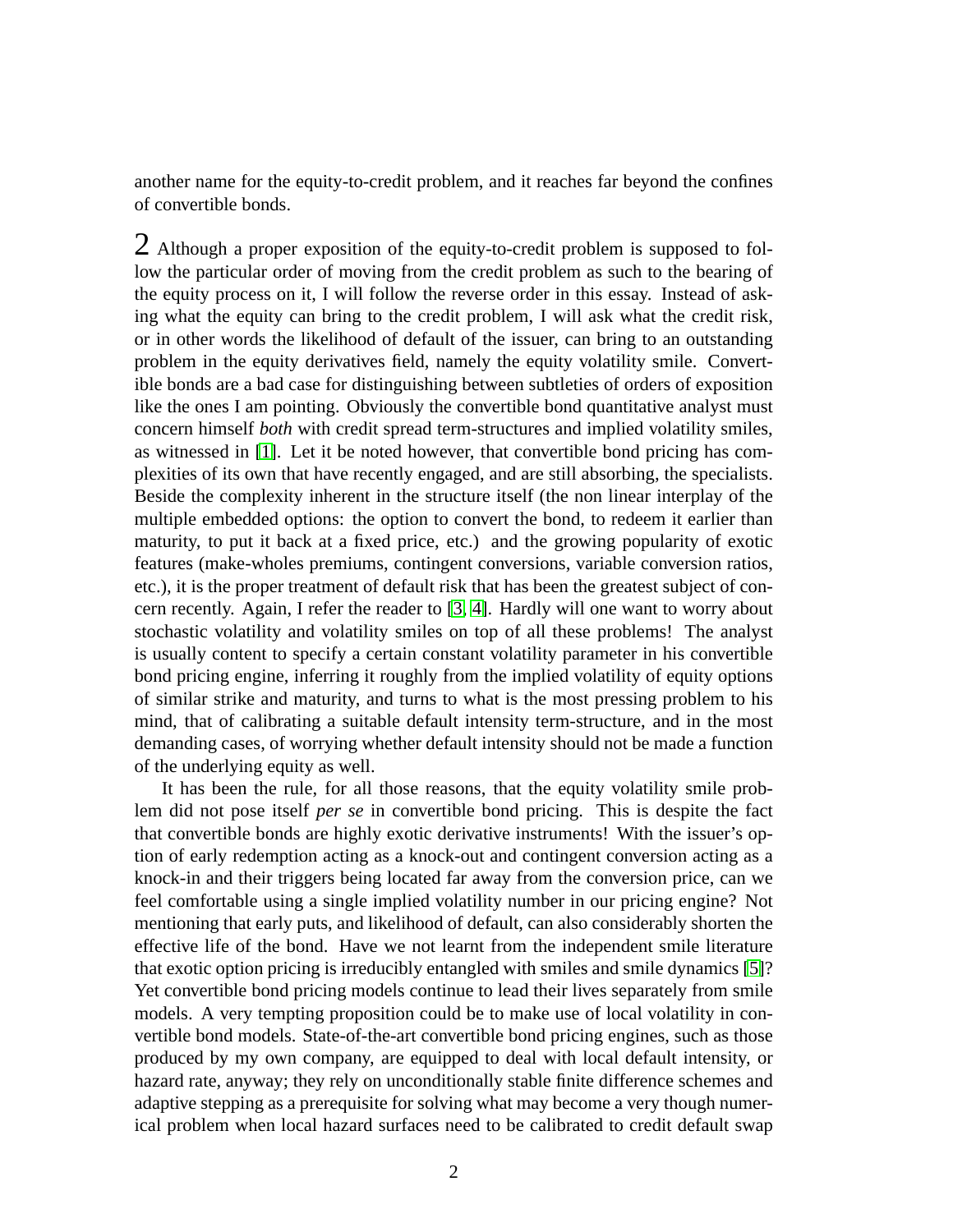another name for the equity-to-credit problem, and it reaches far beyond the confines of convertible bonds.

2 Although a proper exposition of the equity-to-credit problem is supposed to follow the particular order of moving from the credit problem as such to the bearing of the equity process on it, I will follow the reverse order in this essay. Instead of asking what the equity can bring to the credit problem, I will ask what the credit risk, or in other words the likelihood of default of the issuer, can bring to an outstanding problem in the equity derivatives field, namely the equity volatility smile. Convertible bonds are a bad case for distinguishing between subtleties of orders of exposition like the ones I am pointing. Obviously the convertible bond quantitative analyst must concern himself *both* with credit spread term-structures and implied volatility smiles, as witnessed in [1]. Let it be noted however, that convertible bond pricing has complexities of its own that have recently engaged, and are still absorbing, the specialists. Beside the complexity inherent in the structure itself (the non linear interplay of the multiple embedded options: the option to convert the bond, to redeem it earlier than maturity, to put it back at a fixed price, etc.) and the growing popularity of exotic features (make-wholes premiums, contingent conversions, variable conversion ratios, etc.), it is the proper treatment of default risk that has been the greatest subject of concern recently. Again, I refer the reader to [3, 4]. Hardly will one want to worry about stochastic volatility and volatility smiles on top of all these problems! The analyst is usually content to specify a certain constant volatility parameter in his convertible bond pricing engine, inferring it roughly from the implied volatility of equity options of similar strike and maturity, and turns to what is the most pressing problem to his mind, that of calibrating a suitable default intensity term-structure, and in the most demanding cases, of worrying whether default intensity should not be made a function of the underlying equity as well.

It has been the rule, for all those reasons, that the equity volatility smile problem did not pose itself *per se* in convertible bond pricing. This is despite the fact that convertible bonds are highly exotic derivative instruments! With the issuer's option of early redemption acting as a knock-out and contingent conversion acting as a knock-in and their triggers being located far away from the conversion price, can we feel comfortable using a single implied volatility number in our pricing engine? Not mentioning that early puts, and likelihood of default, can also considerably shorten the effective life of the bond. Have we not learnt from the independent smile literature that exotic option pricing is irreducibly entangled with smiles and smile dynamics [5]? Yet convertible bond pricing models continue to lead their lives separately from smile models. A very tempting proposition could be to make use of local volatility in convertible bond models. State-of-the-art convertible bond pricing engines, such as those produced by my own company, are equipped to deal with local default intensity, or hazard rate, anyway; they rely on unconditionally stable finite difference schemes and adaptive stepping as a prerequisite for solving what may become a very though numerical problem when local hazard surfaces need to be calibrated to credit default swap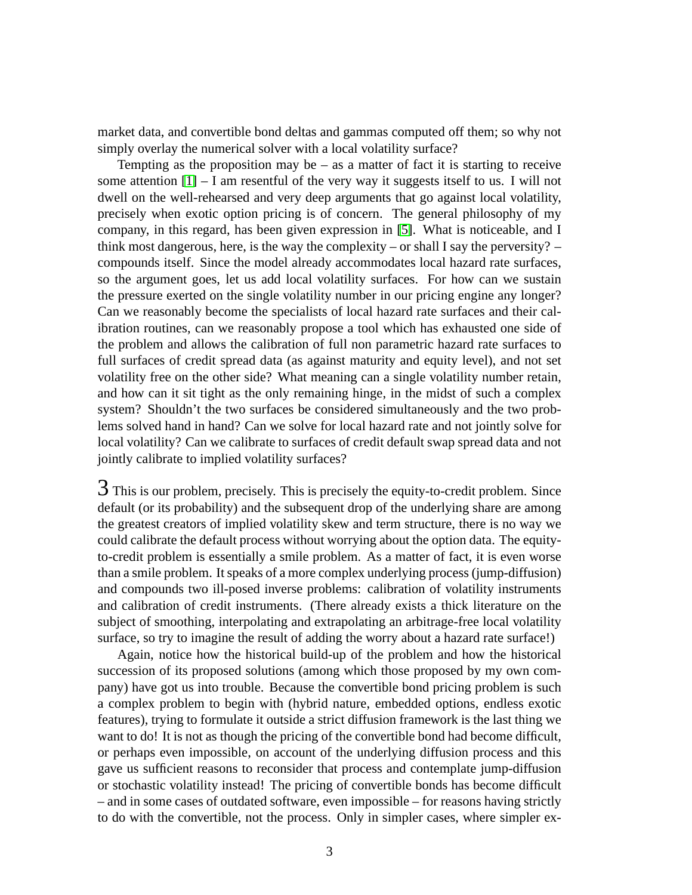market data, and convertible bond deltas and gammas computed off them; so why not simply overlay the numerical solver with a local volatility surface?

Tempting as the proposition may be – as a matter of fact it is starting to receive some attention [1] – I am resentful of the very way it suggests itself to us. I will not dwell on the well-rehearsed and very deep arguments that go against local volatility, precisely when exotic option pricing is of concern. The general philosophy of my company, in this regard, has been given expression in [5]. What is noticeable, and I think most dangerous, here, is the way the complexity – or shall I say the perversity? – compounds itself. Since the model already accommodates local hazard rate surfaces, so the argument goes, let us add local volatility surfaces. For how can we sustain the pressure exerted on the single volatility number in our pricing engine any longer? Can we reasonably become the specialists of local hazard rate surfaces and their calibration routines, can we reasonably propose a tool which has exhausted one side of the problem and allows the calibration of full non parametric hazard rate surfaces to full surfaces of credit spread data (as against maturity and equity level), and not set volatility free on the other side? What meaning can a single volatility number retain, and how can it sit tight as the only remaining hinge, in the midst of such a complex system? Shouldn't the two surfaces be considered simultaneously and the two problems solved hand in hand? Can we solve for local hazard rate and not jointly solve for local volatility? Can we calibrate to surfaces of credit default swap spread data and not jointly calibrate to implied volatility surfaces?

**3** This is our problem, precisely. This is precisely the equity-to-credit problem. Since default (or its probability) and the subsequent drop of the underlying share are among the greatest creators of implied volatility skew and term structure, there is no way we could calibrate the default process without worrying about the option data. The equity-to-credit problem is essentially a smile problem. As a matter of fact, it is even worse than a smile problem. It speaks of a more complex underlying process (jump-diffusion) and compounds two ill-posed inverse problems: calibration of volatility instruments and calibration of credit instruments. (There already exists a thick literature on the subject of smoothing, interpolating and extrapolating an arbitrage-free local volatility surface, so try to imagine the result of adding the worry about a hazard rate surface!)

Again, notice how the historical build-up of the problem and how the historical succession of its proposed solutions (among which those proposed by my own company) have got us into trouble. Because the convertible bond pricing problem is such a complex problem to begin with (hybrid nature, embedded options, endless exotic features), trying to formulate it outside a strict diffusion framework is the last thing we want to do! It is not as though the pricing of the convertible bond had become difficult, or perhaps even impossible, on account of the underlying diffusion process and this gave us sufficient reasons to reconsider that process and contemplate jump-diffusion or stochastic volatility instead! The pricing of convertible bonds has become difficult – and in some cases of outdated software, even impossible – for reasons having strictly to do with the convertible, not the process. Only in simpler cases, where simpler ex-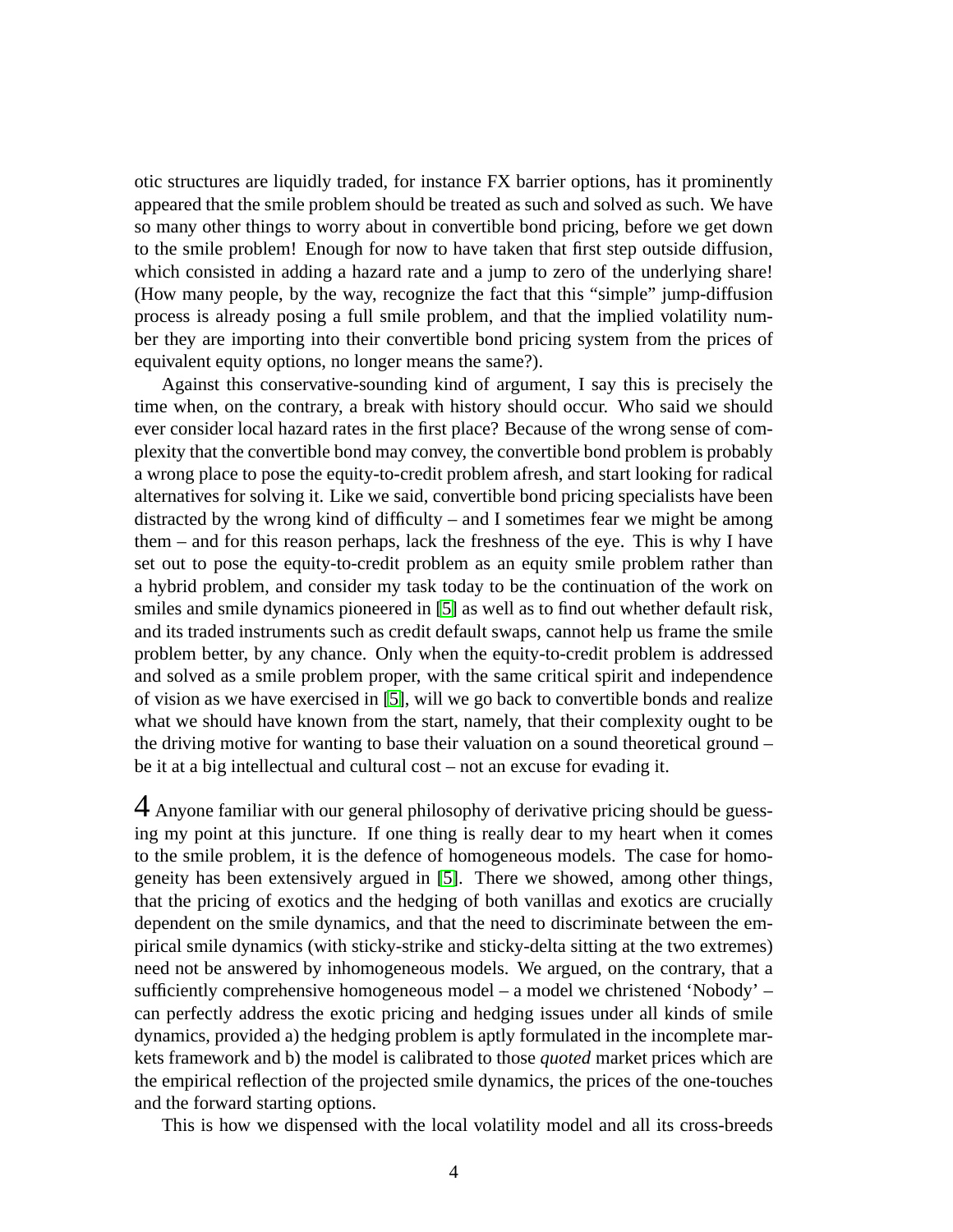otic structures are liquidly traded, for instance FX barrier options, has it prominently appeared that the smile problem should be treated as such and solved as such. We have so many other things to worry about in convertible bond pricing, before we get down to the smile problem! Enough for now to have taken that first step outside diffusion, which consisted in adding a hazard rate and a jump to zero of the underlying share! (How many people, by the way, recognize the fact that this "simple" jump-diffusion process is already posing a full smile problem, and that the implied volatility number they are importing into their convertible bond pricing system from the prices of equivalent equity options, no longer means the same?).

Against this conservative-sounding kind of argument, I say this is precisely the time when, on the contrary, a break with history should occur. Who said we should ever consider local hazard rates in the first place? Because of the wrong sense of complexity that the convertible bond may convey, the convertible bond problem is probably a wrong place to pose the equity-to-credit problem afresh, and start looking for radical alternatives for solving it. Like we said, convertible bond pricing specialists have been distracted by the wrong kind of difficulty – and I sometimes fear we might be among them – and for this reason perhaps, lack the freshness of the eye. This is why I have set out to pose the equity-to-credit problem as an equity smile problem rather than a hybrid problem, and consider my task today to be the continuation of the work on smiles and smile dynamics pioneered in [5] as well as to find out whether default risk, and its traded instruments such as credit default swaps, cannot help us frame the smile problem better, by any chance. Only when the equity-to-credit problem is addressed and solved as a smile problem proper, with the same critical spirit and independence of vision as we have exercised in [5], will we go back to convertible bonds and realize what we should have known from the start, namely, that their complexity ought to be the driving motive for wanting to base their valuation on a sound theoretical ground – be it at a big intellectual and cultural cost – not an excuse for evading it.

**4** Anyone familiar with our general philosophy of derivative pricing should be guessing my point at this juncture. If one thing is really dear to my heart when it comes to the smile problem, it is the defence of homogeneous models. The case for homogeneity has been extensively argued in [5]. There we showed, among other things, that the pricing of exotics and the hedging of both vanillas and exotics are crucially dependent on the smile dynamics, and that the need to discriminate between the empirical smile dynamics (with sticky-strike and sticky-delta sitting at the two extremes) need not be answered by inhomogeneous models. We argued, on the contrary, that a sufficiently comprehensive homogeneous model – a model we christened 'Nobody' – can perfectly address the exotic pricing and hedging issues under all kinds of smile dynamics, provided a) the hedging problem is aptly formulated in the incomplete markets framework and b) the model is calibrated to those *quoted* market prices which are the empirical reflection of the projected smile dynamics, the prices of the one-touches and the forward starting options.

This is how we dispensed with the local volatility model and all its cross-breeds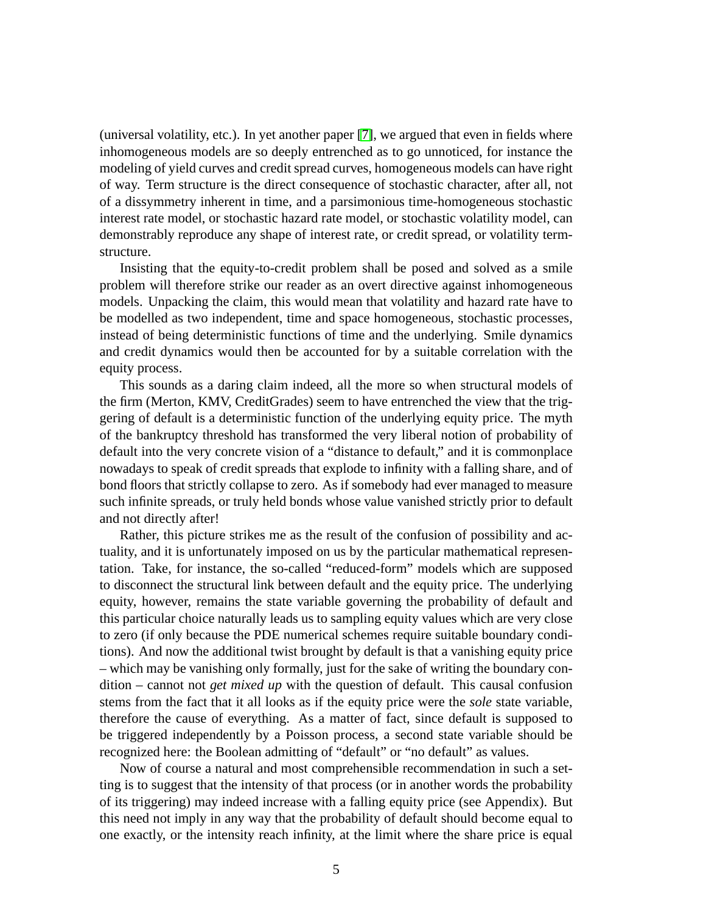(universal volatility, etc.). In yet another paper [7], we argued that even in fields where inhomogeneous models are so deeply entrenched as to go unnoticed, for instance the modeling of yield curves and credit spread curves, homogeneous models can have right of way. Term structure is the direct consequence of stochastic character, after all, not of a dissymmetry inherent in time, and a parsimonious time-homogeneous stochastic interest rate model, or stochastic hazard rate model, or stochastic volatility model, can demonstrably reproduce any shape of interest rate, or credit spread, or volatility term-structure.

Insisting that the equity-to-credit problem shall be posed and solved as a smile problem will therefore strike our reader as an overt directive against inhomogeneous models. Unpacking the claim, this would mean that volatility and hazard rate have to be modelled as two independent, time and space homogeneous, stochastic processes, instead of being deterministic functions of time and the underlying. Smile dynamics and credit dynamics would then be accounted for by a suitable correlation with the equity process.

This sounds as a daring claim indeed, all the more so when structural models of the firm (Merton, KMV, CreditGrades) seem to have entrenched the view that the triggering of default is a deterministic function of the underlying equity price. The myth of the bankruptcy threshold has transformed the very liberal notion of probability of default into the very concrete vision of a "distance to default," and it is commonplace nowadays to speak of credit spreads that explode to infinity with a falling share, and of bond floors that strictly collapse to zero. As if somebody had ever managed to measure such infinite spreads, or truly held bonds whose value vanished strictly prior to default and not directly after!

Rather, this picture strikes me as the result of the confusion of possibility and actuality, and it is unfortunately imposed on us by the particular mathematical representation. Take, for instance, the so-called "reduced-form" models which are supposed to disconnect the structural link between default and the equity price. The underlying equity, however, remains the state variable governing the probability of default and this particular choice naturally leads us to sampling equity values which are very close to zero (if only because the PDE numerical schemes require suitable boundary conditions). And now the additional twist brought by default is that a vanishing equity price – which may be vanishing only formally, just for the sake of writing the boundary condition – cannot not *get mixed up* with the question of default. This causal confusion stems from the fact that it all looks as if the equity price were the *sole* state variable, therefore the cause of everything. As a matter of fact, since default is supposed to be triggered independently by a Poisson process, a second state variable should be recognized here: the Boolean admitting of "default" or "no default" as values.

Now of course a natural and most comprehensible recommendation in such a setting is to suggest that the intensity of that process (or in another words the probability of its triggering) may indeed increase with a falling equity price (see Appendix). But this need not imply in any way that the probability of default should become equal to one exactly, or the intensity reach infinity, at the limit where the share price is equal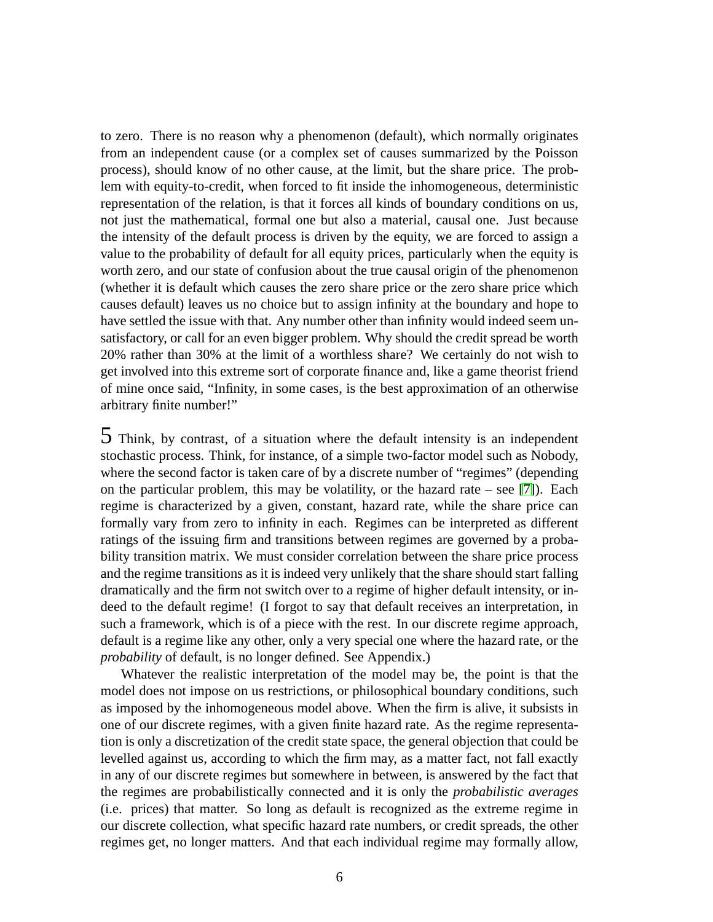to zero. There is no reason why a phenomenon (default), which normally originates from an independent cause (or a complex set of causes summarized by the Poisson process), should know of no other cause, at the limit, but the share price. The problem with equity-to-credit, when forced to fit inside the inhomogeneous, deterministic representation of the relation, is that it forces all kinds of boundary conditions on us, not just the mathematical, formal one but also a material, causal one. Just because the intensity of the default process is driven by the equity, we are forced to assign a value to the probability of default for all equity prices, particularly when the equity is worth zero, and our state of confusion about the true causal origin of the phenomenon (whether it is default which causes the zero share price or the zero share price which causes default) leaves us no choice but to assign infinity at the boundary and hope to have settled the issue with that. Any number other than infinity would indeed seem unsatisfactory, or call for an even bigger problem. Why should the credit spread be worth 20% rather than 30% at the limit of a worthless share? We certainly do not wish to get involved into this extreme sort of corporate finance and, like a game theorist friend of mine once said, "Infinity, in some cases, is the best approximation of an otherwise arbitrary finite number!"

5 Think, by contrast, of a situation where the default intensity is an independent stochastic process. Think, for instance, of a simple two-factor model such as Nobody, where the second factor is taken care of by a discrete number of "regimes" (depending on the particular problem, this may be volatility, or the hazard rate – see [7]). Each regime is characterized by a given, constant, hazard rate, while the share price can formally vary from zero to infinity in each. Regimes can be interpreted as different ratings of the issuing firm and transitions between regimes are governed by a probability transition matrix. We must consider correlation between the share price process and the regime transitions as it is indeed very unlikely that the share should start falling dramatically and the firm not switch over to a regime of higher default intensity, or indeed to the default regime! (I forgot to say that default receives an interpretation, in such a framework, which is of a piece with the rest. In our discrete regime approach, default is a regime like any other, only a very special one where the hazard rate, or the *probability* of default, is no longer defined. See Appendix.)

Whatever the realistic interpretation of the model may be, the point is that the model does not impose on us restrictions, or philosophical boundary conditions, such as imposed by the inhomogeneous model above. When the firm is alive, it subsists in one of our discrete regimes, with a given finite hazard rate. As the regime representation is only a discretization of the credit state space, the general objection that could be levelled against us, according to which the firm may, as a matter fact, not fall exactly in any of our discrete regimes but somewhere in between, is answered by the fact that the regimes are probabilistically connected and it is only the *probabilistic averages* (i.e. prices) that matter. So long as default is recognized as the extreme regime in our discrete collection, what specific hazard rate numbers, or credit spreads, the other regimes get, no longer matters. And that each individual regime may formally allow,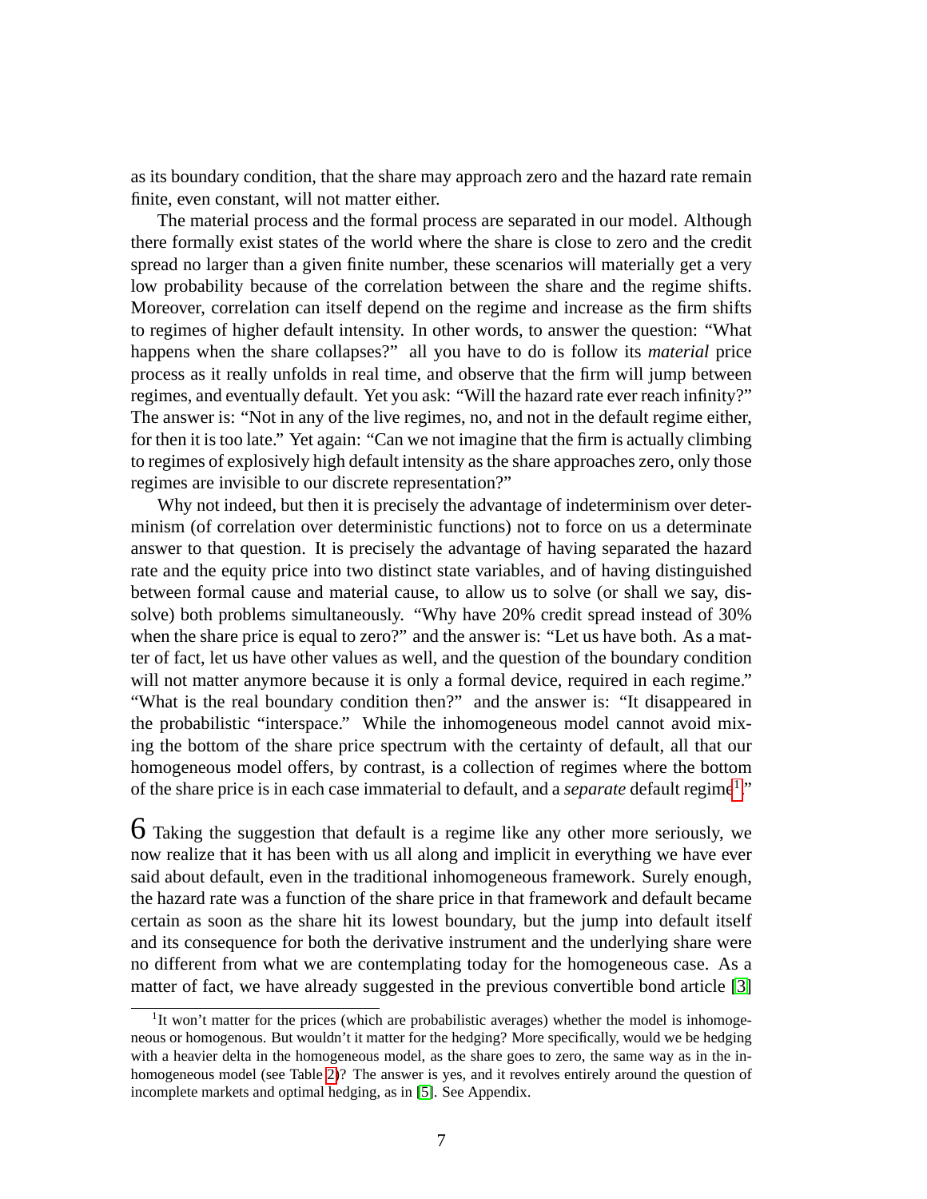as its boundary condition, that the share may approach zero and the hazard rate remain finite, even constant, will not matter either.

The material process and the formal process are separated in our model. Although there formally exist states of the world where the share is close to zero and the credit spread no larger than a given finite number, these scenarios will materially get a very low probability because of the correlation between the share and the regime shifts. Moreover, correlation can itself depend on the regime and increase as the firm shifts to regimes of higher default intensity. In other words, to answer the question: "What happens when the share collapses?" all you have to do is follow its *material* price process as it really unfolds in real time, and observe that the firm will jump between regimes, and eventually default. Yet you ask: "Will the hazard rate ever reach infinity?" The answer is: "Not in any of the live regimes, no, and not in the default regime either, for then it is too late." Yet again: "Can we not imagine that the firm is actually climbing to regimes of explosively high default intensity as the share approaches zero, only those regimes are invisible to our discrete representation?"

Why not indeed, but then it is precisely the advantage of indeterminism over determinism (of correlation over deterministic functions) not to force on us a determinate answer to that question. It is precisely the advantage of having separated the hazard rate and the equity price into two distinct state variables, and of having distinguished between formal cause and material cause, to allow us to solve (or shall we say, dissolve) both problems simultaneously. "Why have 20% credit spread instead of 30% when the share price is equal to zero?" and the answer is: "Let us have both. As a matter of fact, let us have other values as well, and the question of the boundary condition will not matter anymore because it is only a formal device, required in each regime." "What is the real boundary condition then?" and the answer is: "It disappeared in the probabilistic "interspace." While the inhomogeneous model cannot avoid mixing the bottom of the share price spectrum with the certainty of default, all that our homogeneous model offers, by contrast, is a collection of regimes where the bottom of the share price is in each case immaterial to default, and a *separate* default regime[1]."

**6** Taking the suggestion that default is a regime like any other more seriously, we now realize that it has been with us all along and implicit in everything we have ever said about default, even in the traditional inhomogeneous framework. Surely enough, the hazard rate was a function of the share price in that framework and default became certain as soon as the share hit its lowest boundary, but the jump into default itself and its consequence for both the derivative instrument and the underlying share were no different from what we are contemplating today for the homogeneous case. As a matter of fact, we have already suggested in the previous convertible bond article [3]

---

[1] It won't matter for the prices (which are probabilistic averages) whether the model is inhomogeneous or homogenous. But wouldn't it matter for the hedging? More specifically, would we be hedging with a heavier delta in the homogeneous model, as the share goes to zero, the same way as in the inhomogeneous model (see Table 2)? The answer is yes, and it revolves entirely around the question of incomplete markets and optimal hedging, as in [5]. See Appendix.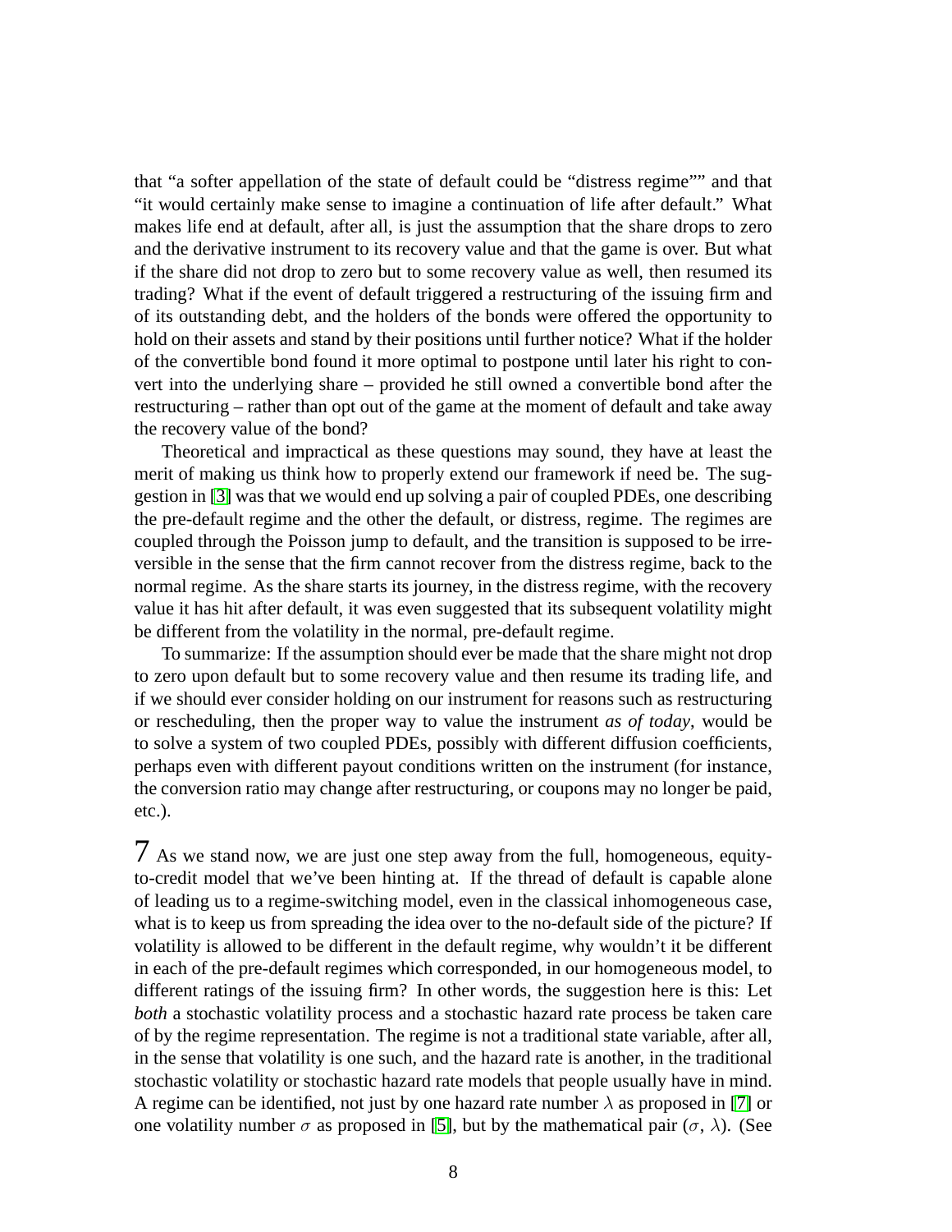that "a softer appellation of the state of default could be "distress regime"" and that "it would certainly make sense to imagine a continuation of life after default." What makes life end at default, after all, is just the assumption that the share drops to zero and the derivative instrument to its recovery value and that the game is over. But what if the share did not drop to zero but to some recovery value as well, then resumed its trading? What if the event of default triggered a restructuring of the issuing firm and of its outstanding debt, and the holders of the bonds were offered the opportunity to hold on their assets and stand by their positions until further notice? What if the holder of the convertible bond found it more optimal to postpone until later his right to convert into the underlying share – provided he still owned a convertible bond after the restructuring – rather than opt out of the game at the moment of default and take away the recovery value of the bond?

Theoretical and impractical as these questions may sound, they have at least the merit of making us think how to properly extend our framework if need be. The suggestion in [3] was that we would end up solving a pair of coupled PDEs, one describing the pre-default regime and the other the default, or distress, regime. The regimes are coupled through the Poisson jump to default, and the transition is supposed to be irreversible in the sense that the firm cannot recover from the distress regime, back to the normal regime. As the share starts its journey, in the distress regime, with the recovery value it has hit after default, it was even suggested that its subsequent volatility might be different from the volatility in the normal, pre-default regime.

To summarize: If the assumption should ever be made that the share might not drop to zero upon default but to some recovery value and then resume its trading life, and if we should ever consider holding on our instrument for reasons such as restructuring or rescheduling, then the proper way to value the instrument *as of today*, would be to solve a system of two coupled PDEs, possibly with different diffusion coefficients, perhaps even with different payout conditions written on the instrument (for instance, the conversion ratio may change after restructuring, or coupons may no longer be paid, etc.).

7 As we stand now, we are just one step away from the full, homogeneous, equity-to-credit model that we've been hinting at. If the thread of default is capable alone of leading us to a regime-switching model, even in the classical inhomogeneous case, what is to keep us from spreading the idea over to the no-default side of the picture? If volatility is allowed to be different in the default regime, why wouldn't it be different in each of the pre-default regimes which corresponded, in our homogeneous model, to different ratings of the issuing firm? In other words, the suggestion here is this: Let *both* a stochastic volatility process and a stochastic hazard rate process be taken care of by the regime representation. The regime is not a traditional state variable, after all, in the sense that volatility is one such, and the hazard rate is another, in the traditional stochastic volatility or stochastic hazard rate models that people usually have in mind. A regime can be identified, not just by one hazard rate number $\lambda$ as proposed in [7] or one volatility number $\sigma$ as proposed in [5], but by the mathematical pair ($\sigma$, $\lambda$). (See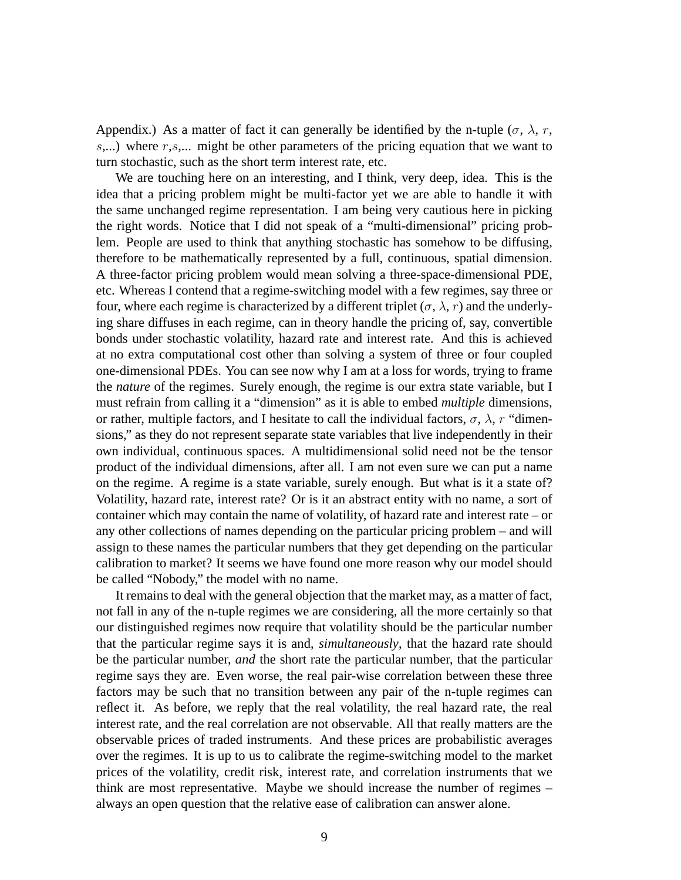Appendix.) As a matter of fact it can generally be identified by the n-tuple ($\sigma$, $\lambda$, $r$, $s$,...) where $r$,$s$,... might be other parameters of the pricing equation that we want to turn stochastic, such as the short term interest rate, etc.

We are touching here on an interesting, and I think, very deep, idea. This is the idea that a pricing problem might be multi-factor yet we are able to handle it with the same unchanged regime representation. I am being very cautious here in picking the right words. Notice that I did not speak of a "multi-dimensional" pricing problem. People are used to think that anything stochastic has somehow to be diffusing, therefore to be mathematically represented by a full, continuous, spatial dimension. A three-factor pricing problem would mean solving a three-space-dimensional PDE, etc. Whereas I contend that a regime-switching model with a few regimes, say three or four, where each regime is characterized by a different triplet ($\sigma$, $\lambda$, $r$) and the underlying share diffuses in each regime, can in theory handle the pricing of, say, convertible bonds under stochastic volatility, hazard rate and interest rate. And this is achieved at no extra computational cost other than solving a system of three or four coupled one-dimensional PDEs. You can see now why I am at a loss for words, trying to frame the *nature* of the regimes. Surely enough, the regime is our extra state variable, but I must refrain from calling it a "dimension" as it is able to embed *multiple* dimensions, or rather, multiple factors, and I hesitate to call the individual factors, $\sigma$, $\lambda$, $r$ "dimensions," as they do not represent separate state variables that live independently in their own individual, continuous spaces. A multidimensional solid need not be the tensor product of the individual dimensions, after all. I am not even sure we can put a name on the regime. A regime is a state variable, surely enough. But what is it a state of? Volatility, hazard rate, interest rate? Or is it an abstract entity with no name, a sort of container which may contain the name of volatility, of hazard rate and interest rate – or any other collections of names depending on the particular pricing problem – and will assign to these names the particular numbers that they get depending on the particular calibration to market? It seems we have found one more reason why our model should be called "Nobody," the model with no name.

It remains to deal with the general objection that the market may, as a matter of fact, not fall in any of the n-tuple regimes we are considering, all the more certainly so that our distinguished regimes now require that volatility should be the particular number that the particular regime says it is and, *simultaneously*, that the hazard rate should be the particular number, *and* the short rate the particular number, that the particular regime says they are. Even worse, the real pair-wise correlation between these three factors may be such that no transition between any pair of the n-tuple regimes can reflect it. As before, we reply that the real volatility, the real hazard rate, the real interest rate, and the real correlation are not observable. All that really matters are the observable prices of traded instruments. And these prices are probabilistic averages over the regimes. It is up to us to calibrate the regime-switching model to the market prices of the volatility, credit risk, interest rate, and correlation instruments that we think are most representative. Maybe we should increase the number of regimes – always an open question that the relative ease of calibration can answer alone.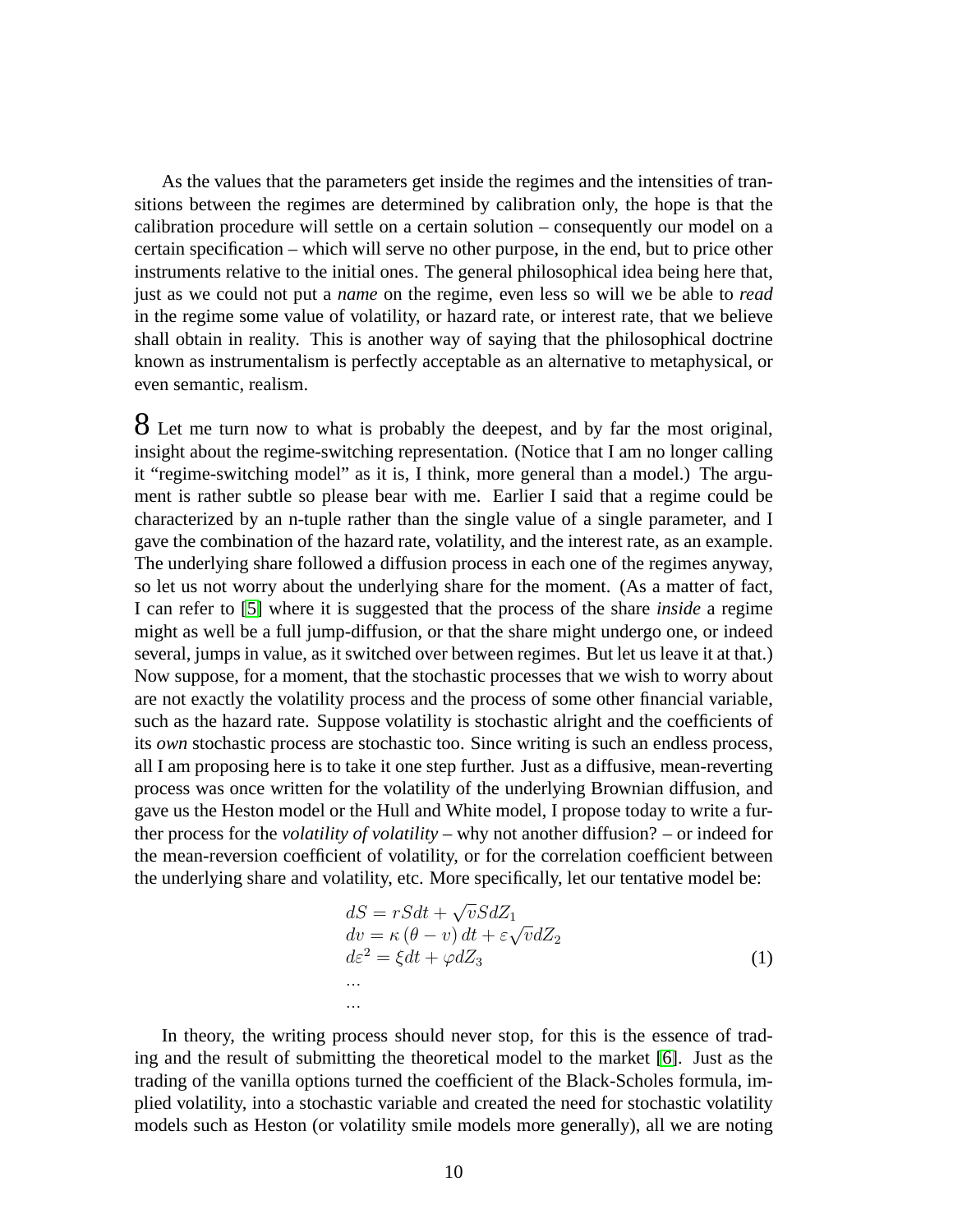As the values that the parameters get inside the regimes and the intensities of transitions between the regimes are determined by calibration only, the hope is that the calibration procedure will settle on a certain solution – consequently our model on a certain specification – which will serve no other purpose, in the end, but to price other instruments relative to the initial ones. The general philosophical idea being here that, just as we could not put a *name* on the regime, even less so will we be able to *read* in the regime some value of volatility, or hazard rate, or interest rate, that we believe shall obtain in reality. This is another way of saying that the philosophical doctrine known as instrumentalism is perfectly acceptable as an alternative to metaphysical, or even semantic, realism.

**8** Let me turn now to what is probably the deepest, and by far the most original, insight about the regime-switching representation. (Notice that I am no longer calling it "regime-switching model" as it is, I think, more general than a model.) The argument is rather subtle so please bear with me. Earlier I said that a regime could be characterized by an n-tuple rather than the single value of a single parameter, and I gave the combination of the hazard rate, volatility, and the interest rate, as an example. The underlying share followed a diffusion process in each one of the regimes anyway, so let us not worry about the underlying share for the moment. (As a matter of fact, I can refer to [5] where it is suggested that the process of the share *inside* a regime might as well be a full jump-diffusion, or that the share might undergo one, or indeed several, jumps in value, as it switched over between regimes. But let us leave it at that.) Now suppose, for a moment, that the stochastic processes that we wish to worry about are not exactly the volatility process and the process of some other financial variable, such as the hazard rate. Suppose volatility is stochastic alright and the coefficients of its *own* stochastic process are stochastic too. Since writing is such an endless process, all I am proposing here is to take it one step further. Just as a diffusive, mean-reverting process was once written for the volatility of the underlying Brownian diffusion, and gave us the Heston model or the Hull and White model, I propose today to write a further process for the *volatility of volatility* – why not another diffusion? – or indeed for the mean-reversion coefficient of volatility, or for the correlation coefficient between the underlying share and volatility, etc. More specifically, let our tentative model be:

$$
\begin{aligned}
&dS = rSdt + \sqrt{v}SdZ_1 \\
&dv = \kappa\left(\theta - v\right)dt + \varepsilon\sqrt{v}dZ_2 \\
&d\varepsilon^2 = \xi dt + \varphi dZ_3 \\
&\ldots \\
&\ldots
\end{aligned}
\tag{1}
$$

In theory, the writing process should never stop, for this is the essence of trading and the result of submitting the theoretical model to the market [6]. Just as the trading of the vanilla options turned the coefficient of the Black-Scholes formula, implied volatility, into a stochastic variable and created the need for stochastic volatility models such as Heston (or volatility smile models more generally), all we are noting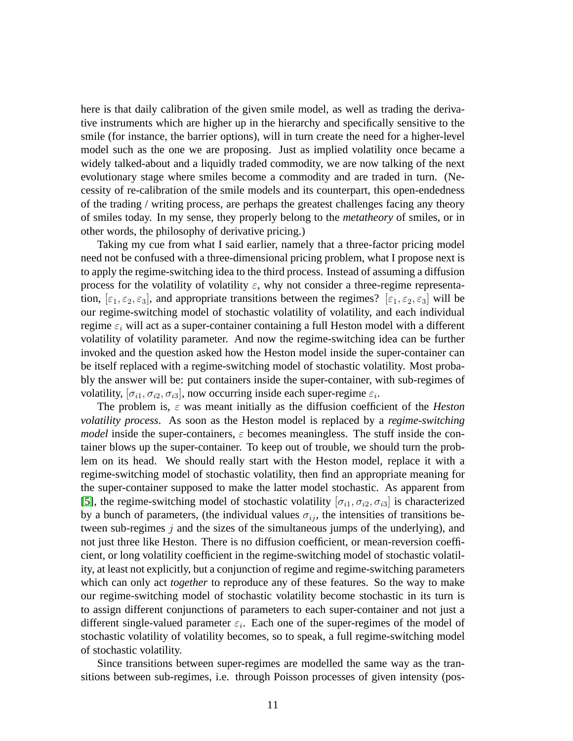here is that daily calibration of the given smile model, as well as trading the derivative instruments which are higher up in the hierarchy and specifically sensitive to the smile (for instance, the barrier options), will in turn create the need for a higher-level model such as the one we are proposing. Just as implied volatility once became a widely talked-about and a liquidly traded commodity, we are now talking of the next evolutionary stage where smiles become a commodity and are traded in turn. (Necessity of re-calibration of the smile models and its counterpart, this open-endedness of the trading / writing process, are perhaps the greatest challenges facing any theory of smiles today. In my sense, they properly belong to the *metatheory* of smiles, or in other words, the philosophy of derivative pricing.)

Taking my cue from what I said earlier, namely that a three-factor pricing model need not be confused with a three-dimensional pricing problem, what I propose next is to apply the regime-switching idea to the third process. Instead of assuming a diffusion process for the volatility of volatility $\varepsilon$, why not consider a three-regime representation, $[\varepsilon_1, \varepsilon_2, \varepsilon_3]$, and appropriate transitions between the regimes? $[\varepsilon_1, \varepsilon_2, \varepsilon_3]$ will be our regime-switching model of stochastic volatility of volatility, and each individual regime $\varepsilon_i$ will act as a super-container containing a full Heston model with a different volatility of volatility parameter. And now the regime-switching idea can be further invoked and the question asked how the Heston model inside the super-container can be itself replaced with a regime-switching model of stochastic volatility. Most probably the answer will be: put containers inside the super-container, with sub-regimes of volatility, $[\sigma_{i1}, \sigma_{i2}, \sigma_{i3}]$, now occurring inside each super-regime $\varepsilon_i$.

The problem is, $\varepsilon$ was meant initially as the diffusion coefficient of the *Heston volatility process*. As soon as the Heston model is replaced by a *regime-switching model* inside the super-containers, $\varepsilon$ becomes meaningless. The stuff inside the container blows up the super-container. To keep out of trouble, we should turn the problem on its head. We should really start with the Heston model, replace it with a regime-switching model of stochastic volatility, then find an appropriate meaning for the super-container supposed to make the latter model stochastic. As apparent from [5], the regime-switching model of stochastic volatility $[\sigma_{i1}, \sigma_{i2}, \sigma_{i3}]$ is characterized by a bunch of parameters, (the individual values $\sigma_{ij}$, the intensities of transitions between sub-regimes $j$ and the sizes of the simultaneous jumps of the underlying), and not just three like Heston. There is no diffusion coefficient, or mean-reversion coefficient, or long volatility coefficient in the regime-switching model of stochastic volatility, at least not explicitly, but a conjunction of regime and regime-switching parameters which can only act *together* to reproduce any of these features. So the way to make our regime-switching model of stochastic volatility become stochastic in its turn is to assign different conjunctions of parameters to each super-container and not just a different single-valued parameter $\varepsilon_i$. Each one of the super-regimes of the model of stochastic volatility of volatility becomes, so to speak, a full regime-switching model of stochastic volatility.

Since transitions between super-regimes are modelled the same way as the transitions between sub-regimes, i.e. through Poisson processes of given intensity (pos-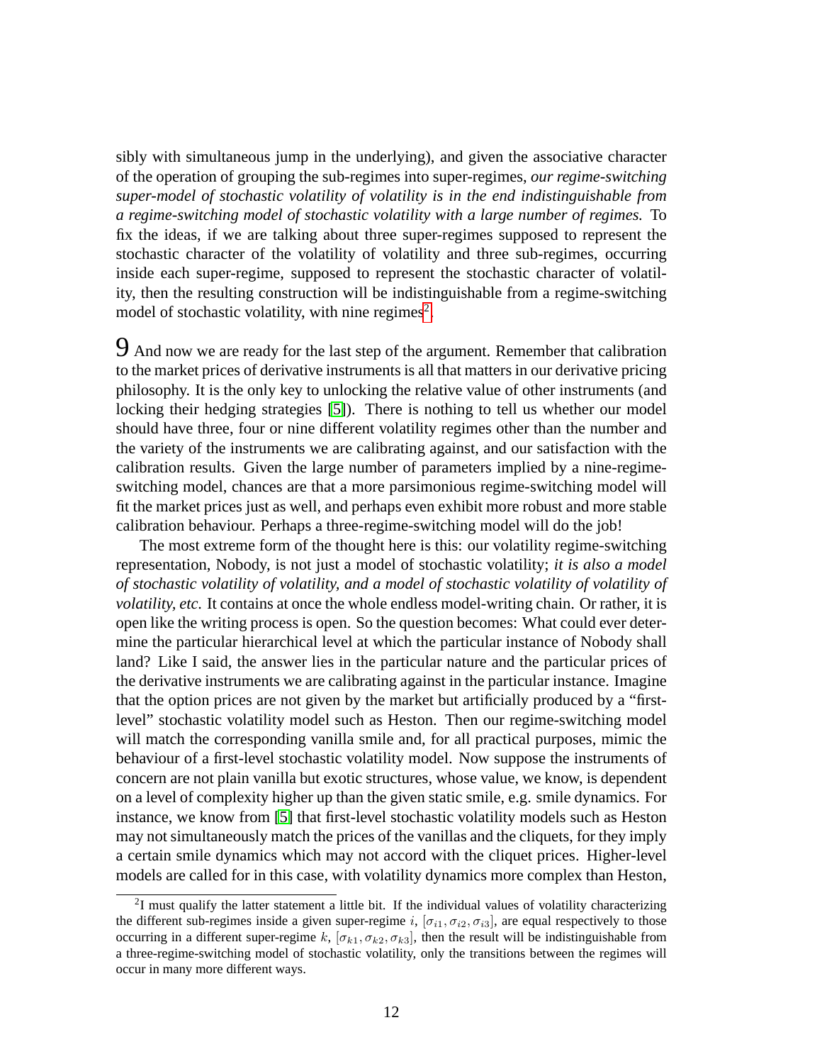sibly with simultaneous jump in the underlying), and given the associative character of the operation of grouping the sub-regimes into super-regimes, *our regime-switching super-model of stochastic volatility of volatility is in the end indistinguishable from a regime-switching model of stochastic volatility with a large number of regimes.* To fix the ideas, if we are talking about three super-regimes supposed to represent the stochastic character of the volatility of volatility and three sub-regimes, occurring inside each super-regime, supposed to represent the stochastic character of volatility, then the resulting construction will be indistinguishable from a regime-switching model of stochastic volatility, with nine regimes[2].

9 And now we are ready for the last step of the argument. Remember that calibration to the market prices of derivative instruments is all that matters in our derivative pricing philosophy. It is the only key to unlocking the relative value of other instruments (and locking their hedging strategies [5]). There is nothing to tell us whether our model should have three, four or nine different volatility regimes other than the number and the variety of the instruments we are calibrating against, and our satisfaction with the calibration results. Given the large number of parameters implied by a nine-regime-switching model, chances are that a more parsimonious regime-switching model will fit the market prices just as well, and perhaps even exhibit more robust and more stable calibration behaviour. Perhaps a three-regime-switching model will do the job!

The most extreme form of the thought here is this: our volatility regime-switching representation, Nobody, is not just a model of stochastic volatility; *it is also a model of stochastic volatility of volatility, and a model of stochastic volatility of volatility of volatility, etc.* It contains at once the whole endless model-writing chain. Or rather, it is open like the writing process is open. So the question becomes: What could ever determine the particular hierarchical level at which the particular instance of Nobody shall land? Like I said, the answer lies in the particular nature and the particular prices of the derivative instruments we are calibrating against in the particular instance. Imagine that the option prices are not given by the market but artificially produced by a "first-level" stochastic volatility model such as Heston. Then our regime-switching model will match the corresponding vanilla smile and, for all practical purposes, mimic the behaviour of a first-level stochastic volatility model. Now suppose the instruments of concern are not plain vanilla but exotic structures, whose value, we know, is dependent on a level of complexity higher up than the given static smile, e.g. smile dynamics. For instance, we know from [5] that first-level stochastic volatility models such as Heston may not simultaneously match the prices of the vanillas and the cliquets, for they imply a certain smile dynamics which may not accord with the cliquet prices. Higher-level models are called for in this case, with volatility dynamics more complex than Heston,

[2] I must qualify the latter statement a little bit. If the individual values of volatility characterizing the different sub-regimes inside a given super-regime $i$, $[\sigma_{i1}, \sigma_{i2}, \sigma_{i3}]$, are equal respectively to those occurring in a different super-regime $k$, $[\sigma_{k1}, \sigma_{k2}, \sigma_{k3}]$, then the result will be indistinguishable from a three-regime-switching model of stochastic volatility, only the transitions between the regimes will occur in many more different ways.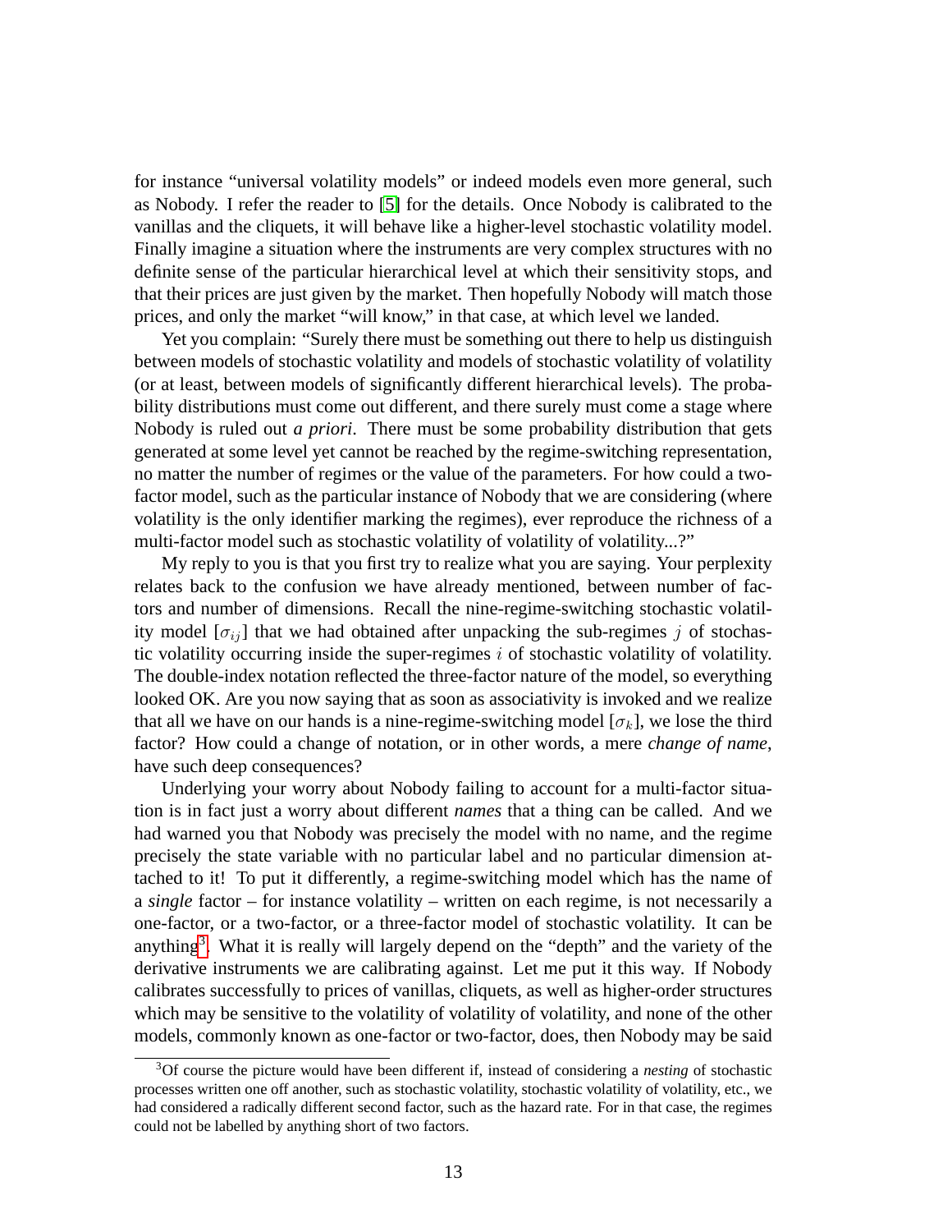for instance "universal volatility models" or indeed models even more general, such as Nobody. I refer the reader to [5] for the details. Once Nobody is calibrated to the vanillas and the cliquets, it will behave like a higher-level stochastic volatility model. Finally imagine a situation where the instruments are very complex structures with no definite sense of the particular hierarchical level at which their sensitivity stops, and that their prices are just given by the market. Then hopefully Nobody will match those prices, and only the market "will know," in that case, at which level we landed.

Yet you complain: "Surely there must be something out there to help us distinguish between models of stochastic volatility and models of stochastic volatility of volatility (or at least, between models of significantly different hierarchical levels). The probability distributions must come out different, and there surely must come a stage where Nobody is ruled out *a priori*. There must be some probability distribution that gets generated at some level yet cannot be reached by the regime-switching representation, no matter the number of regimes or the value of the parameters. For how could a two-factor model, such as the particular instance of Nobody that we are considering (where volatility is the only identifier marking the regimes), ever reproduce the richness of a multi-factor model such as stochastic volatility of volatility of volatility...?"

My reply to you is that you first try to realize what you are saying. Your perplexity relates back to the confusion we have already mentioned, between number of factors and number of dimensions. Recall the nine-regime-switching stochastic volatility model $[\sigma_{ij}]$ that we had obtained after unpacking the sub-regimes $j$ of stochastic volatility occurring inside the super-regimes $i$ of stochastic volatility of volatility. The double-index notation reflected the three-factor nature of the model, so everything looked OK. Are you now saying that as soon as associativity is invoked and we realize that all we have on our hands is a nine-regime-switching model $[\sigma_k]$, we lose the third factor? How could a change of notation, or in other words, a mere *change of name*, have such deep consequences?

Underlying your worry about Nobody failing to account for a multi-factor situation is in fact just a worry about different *names* that a thing can be called. And we had warned you that Nobody was precisely the model with no name, and the regime precisely the state variable with no particular label and no particular dimension attached to it! To put it differently, a regime-switching model which has the name of a *single* factor – for instance volatility – written on each regime, is not necessarily a one-factor, or a two-factor, or a three-factor model of stochastic volatility. It can be anything[3]. What it is really will largely depend on the "depth" and the variety of the derivative instruments we are calibrating against. Let me put it this way. If Nobody calibrates successfully to prices of vanillas, cliquets, as well as higher-order structures which may be sensitive to the volatility of volatility of volatility, and none of the other models, commonly known as one-factor or two-factor, does, then Nobody may be said

[3] Of course the picture would have been different if, instead of considering a *nesting* of stochastic processes written one off another, such as stochastic volatility, stochastic volatility of volatility, etc., we had considered a radically different second factor, such as the hazard rate. For in that case, the regimes could not be labelled by anything short of two factors.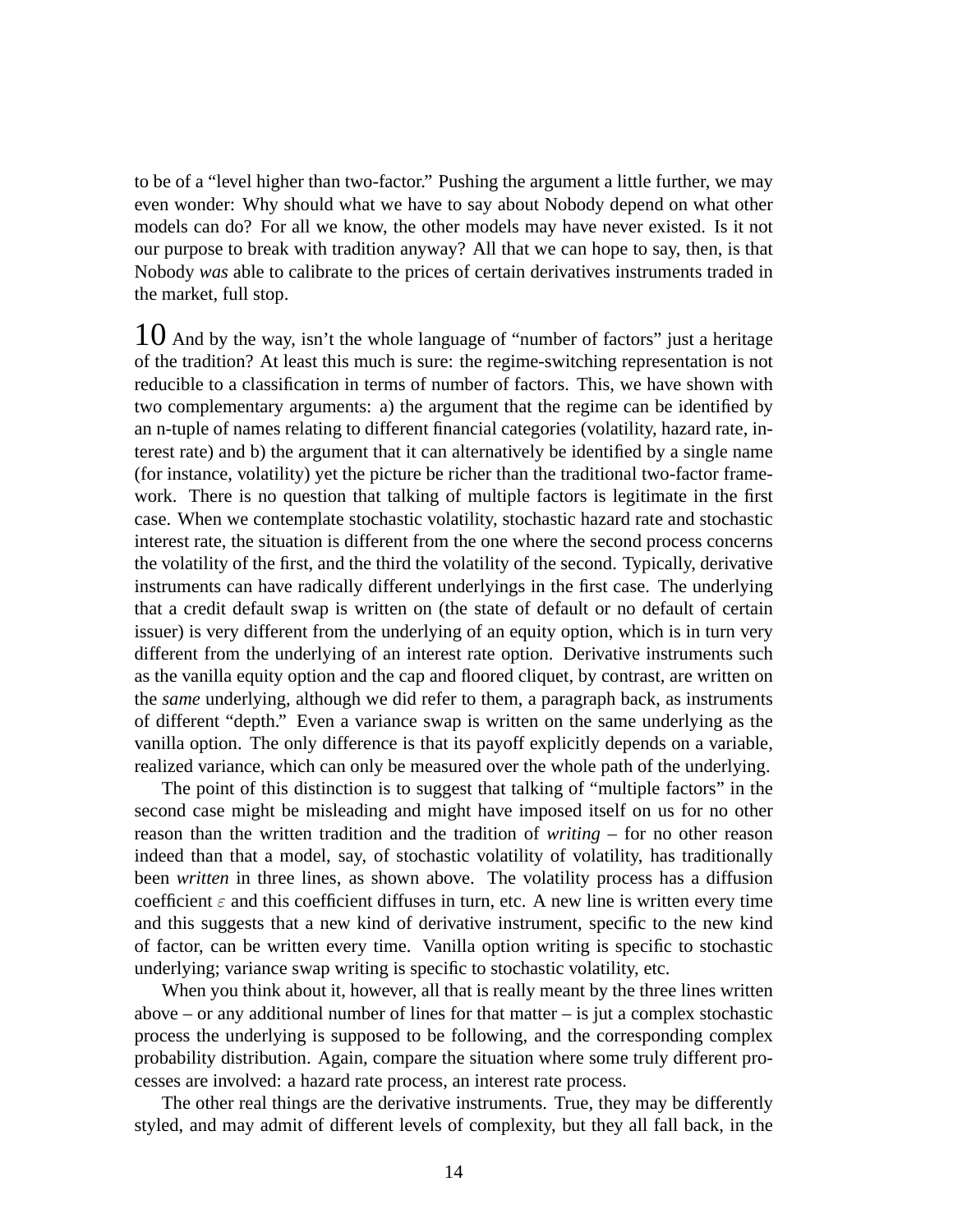to be of a "level higher than two-factor." Pushing the argument a little further, we may even wonder: Why should what we have to say about Nobody depend on what other models can do? For all we know, the other models may have never existed. Is it not our purpose to break with tradition anyway? All that we can hope to say, then, is that Nobody *was* able to calibrate to the prices of certain derivatives instruments traded in the market, full stop.

10 And by the way, isn't the whole language of "number of factors" just a heritage of the tradition? At least this much is sure: the regime-switching representation is not reducible to a classification in terms of number of factors. This, we have shown with two complementary arguments: a) the argument that the regime can be identified by an n-tuple of names relating to different financial categories (volatility, hazard rate, interest rate) and b) the argument that it can alternatively be identified by a single name (for instance, volatility) yet the picture be richer than the traditional two-factor framework. There is no question that talking of multiple factors is legitimate in the first case. When we contemplate stochastic volatility, stochastic hazard rate and stochastic interest rate, the situation is different from the one where the second process concerns the volatility of the first, and the third the volatility of the second. Typically, derivative instruments can have radically different underlyings in the first case. The underlying that a credit default swap is written on (the state of default or no default of certain issuer) is very different from the underlying of an equity option, which is in turn very different from the underlying of an interest rate option. Derivative instruments such as the vanilla equity option and the cap and floored cliquet, by contrast, are written on the *same* underlying, although we did refer to them, a paragraph back, as instruments of different "depth." Even a variance swap is written on the same underlying as the vanilla option. The only difference is that its payoff explicitly depends on a variable, realized variance, which can only be measured over the whole path of the underlying.

The point of this distinction is to suggest that talking of "multiple factors" in the second case might be misleading and might have imposed itself on us for no other reason than the written tradition and the tradition of *writing* – for no other reason indeed than that a model, say, of stochastic volatility of volatility, has traditionally been *written* in three lines, as shown above. The volatility process has a diffusion coefficient $\varepsilon$ and this coefficient diffuses in turn, etc. A new line is written every time and this suggests that a new kind of derivative instrument, specific to the new kind of factor, can be written every time. Vanilla option writing is specific to stochastic underlying; variance swap writing is specific to stochastic volatility, etc.

When you think about it, however, all that is really meant by the three lines written above – or any additional number of lines for that matter – is jut a complex stochastic process the underlying is supposed to be following, and the corresponding complex probability distribution. Again, compare the situation where some truly different processes are involved: a hazard rate process, an interest rate process.

The other real things are the derivative instruments. True, they may be differently styled, and may admit of different levels of complexity, but they all fall back, in the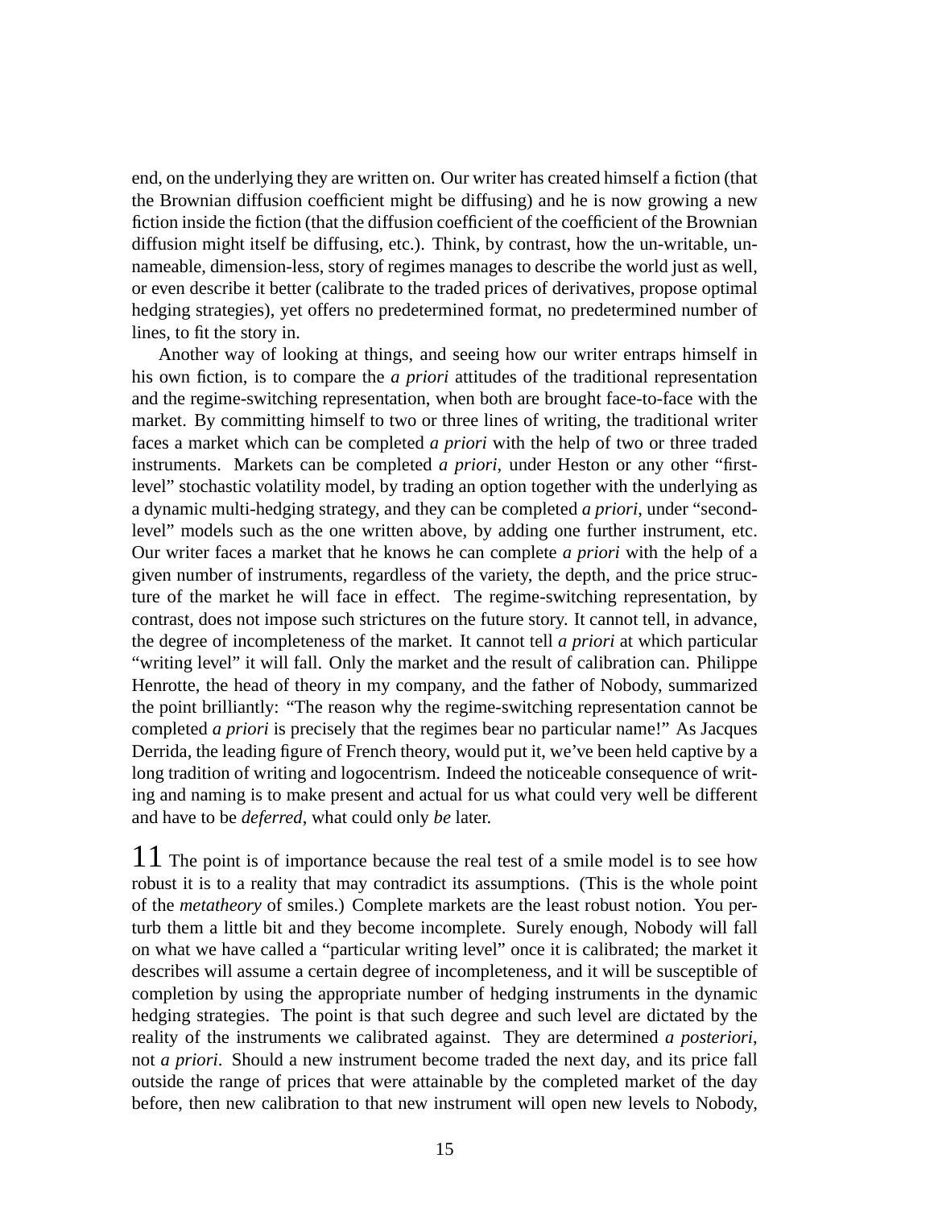end, on the underlying they are written on. Our writer has created himself a fiction (that the Brownian diffusion coefficient might be diffusing) and he is now growing a new fiction inside the fiction (that the diffusion coefficient of the coefficient of the Brownian diffusion might itself be diffusing, etc.). Think, by contrast, how the un-writable, un-nameable, dimension-less, story of regimes manages to describe the world just as well, or even describe it better (calibrate to the traded prices of derivatives, propose optimal hedging strategies), yet offers no predetermined format, no predetermined number of lines, to fit the story in.

Another way of looking at things, and seeing how our writer entraps himself in his own fiction, is to compare the *a priori* attitudes of the traditional representation and the regime-switching representation, when both are brought face-to-face with the market. By committing himself to two or three lines of writing, the traditional writer faces a market which can be completed *a priori* with the help of two or three traded instruments. Markets can be completed *a priori*, under Heston or any other "first-level" stochastic volatility model, by trading an option together with the underlying as a dynamic multi-hedging strategy, and they can be completed *a priori*, under "second-level" models such as the one written above, by adding one further instrument, etc. Our writer faces a market that he knows he can complete *a priori* with the help of a given number of instruments, regardless of the variety, the depth, and the price structure of the market he will face in effect. The regime-switching representation, by contrast, does not impose such strictures on the future story. It cannot tell, in advance, the degree of incompleteness of the market. It cannot tell *a priori* at which particular "writing level" it will fall. Only the market and the result of calibration can. Philippe Henrotte, the head of theory in my company, and the father of Nobody, summarized the point brilliantly: "The reason why the regime-switching representation cannot be completed *a priori* is precisely that the regimes bear no particular name!" As Jacques Derrida, the leading figure of French theory, would put it, we've been held captive by a long tradition of writing and logocentrism. Indeed the noticeable consequence of writing and naming is to make present and actual for us what could very well be different and have to be *deferred*, what could only *be* later.

**11** The point is of importance because the real test of a smile model is to see how robust it is to a reality that may contradict its assumptions. (This is the whole point of the *metatheory* of smiles.) Complete markets are the least robust notion. You perturb them a little bit and they become incomplete. Surely enough, Nobody will fall on what we have called a "particular writing level" once it is calibrated; the market it describes will assume a certain degree of incompleteness, and it will be susceptible of completion by using the appropriate number of hedging instruments in the dynamic hedging strategies. The point is that such degree and such level are dictated by the reality of the instruments we calibrated against. They are determined *a posteriori*, not *a priori*. Should a new instrument become traded the next day, and its price fall outside the range of prices that were attainable by the completed market of the day before, then new calibration to that new instrument will open new levels to Nobody,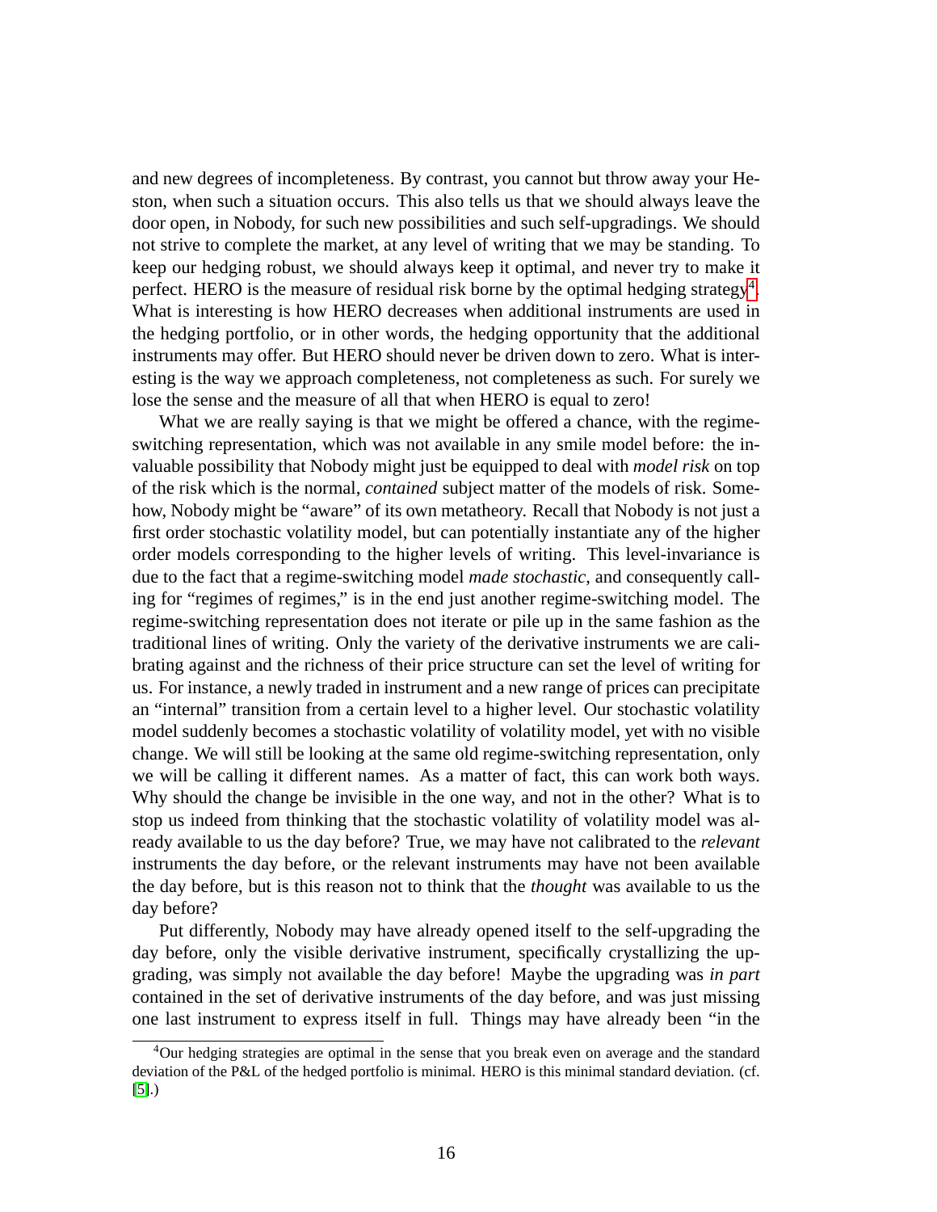and new degrees of incompleteness. By contrast, you cannot but throw away your Heston, when such a situation occurs. This also tells us that we should always leave the door open, in Nobody, for such new possibilities and such self-upgradings. We should not strive to complete the market, at any level of writing that we may be standing. To keep our hedging robust, we should always keep it optimal, and never try to make it perfect. HERO is the measure of residual risk borne by the optimal hedging strategy[4]. What is interesting is how HERO decreases when additional instruments are used in the hedging portfolio, or in other words, the hedging opportunity that the additional instruments may offer. But HERO should never be driven down to zero. What is interesting is the way we approach completeness, not completeness as such. For surely we lose the sense and the measure of all that when HERO is equal to zero!

What we are really saying is that we might be offered a chance, with the regime-switching representation, which was not available in any smile model before: the invaluable possibility that Nobody might just be equipped to deal with *model risk* on top of the risk which is the normal, *contained* subject matter of the models of risk. Somehow, Nobody might be "aware" of its own metatheory. Recall that Nobody is not just a first order stochastic volatility model, but can potentially instantiate any of the higher order models corresponding to the higher levels of writing. This level-invariance is due to the fact that a regime-switching model *made stochastic*, and consequently calling for "regimes of regimes," is in the end just another regime-switching model. The regime-switching representation does not iterate or pile up in the same fashion as the traditional lines of writing. Only the variety of the derivative instruments we are calibrating against and the richness of their price structure can set the level of writing for us. For instance, a newly traded in instrument and a new range of prices can precipitate an "internal" transition from a certain level to a higher level. Our stochastic volatility model suddenly becomes a stochastic volatility of volatility model, yet with no visible change. We will still be looking at the same old regime-switching representation, only we will be calling it different names. As a matter of fact, this can work both ways. Why should the change be invisible in the one way, and not in the other? What is to stop us indeed from thinking that the stochastic volatility of volatility model was already available to us the day before? True, we may have not calibrated to the *relevant* instruments the day before, or the relevant instruments may have not been available the day before, but is this reason not to think that the *thought* was available to us the day before?

Put differently, Nobody may have already opened itself to the self-upgrading the day before, only the visible derivative instrument, specifically crystallizing the upgrading, was simply not available the day before! Maybe the upgrading was *in part* contained in the set of derivative instruments of the day before, and was just missing one last instrument to express itself in full. Things may have already been "in the

[4] Our hedging strategies are optimal in the sense that you break even on average and the standard deviation of the P&L of the hedged portfolio is minimal. HERO is this minimal standard deviation. (cf. [5].)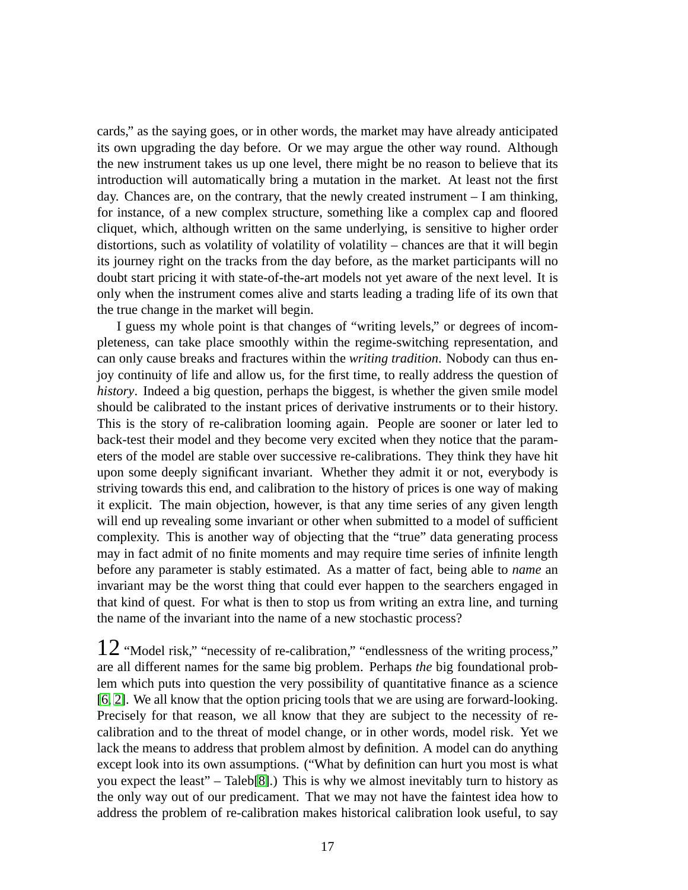cards," as the saying goes, or in other words, the market may have already anticipated its own upgrading the day before. Or we may argue the other way round. Although the new instrument takes us up one level, there might be no reason to believe that its introduction will automatically bring a mutation in the market. At least not the first day. Chances are, on the contrary, that the newly created instrument – I am thinking, for instance, of a new complex structure, something like a complex cap and floored cliquet, which, although written on the same underlying, is sensitive to higher order distortions, such as volatility of volatility of volatility – chances are that it will begin its journey right on the tracks from the day before, as the market participants will no doubt start pricing it with state-of-the-art models not yet aware of the next level. It is only when the instrument comes alive and starts leading a trading life of its own that the true change in the market will begin.

I guess my whole point is that changes of "writing levels," or degrees of incompleteness, can take place smoothly within the regime-switching representation, and can only cause breaks and fractures within the *writing tradition*. Nobody can thus enjoy continuity of life and allow us, for the first time, to really address the question of *history*. Indeed a big question, perhaps the biggest, is whether the given smile model should be calibrated to the instant prices of derivative instruments or to their history. This is the story of re-calibration looming again. People are sooner or later led to back-test their model and they become very excited when they notice that the parameters of the model are stable over successive re-calibrations. They think they have hit upon some deeply significant invariant. Whether they admit it or not, everybody is striving towards this end, and calibration to the history of prices is one way of making it explicit. The main objection, however, is that any time series of any given length will end up revealing some invariant or other when submitted to a model of sufficient complexity. This is another way of objecting that the "true" data generating process may in fact admit of no finite moments and may require time series of infinite length before any parameter is stably estimated. As a matter of fact, being able to *name* an invariant may be the worst thing that could ever happen to the searchers engaged in that kind of quest. For what is then to stop us from writing an extra line, and turning the name of the invariant into the name of a new stochastic process?

**12** "Model risk," "necessity of re-calibration," "endlessness of the writing process," are all different names for the same big problem. Perhaps *the* big foundational problem which puts into question the very possibility of quantitative finance as a science [6, 2]. We all know that the option pricing tools that we are using are forward-looking. Precisely for that reason, we all know that they are subject to the necessity of re-calibration and to the threat of model change, or in other words, model risk. Yet we lack the means to address that problem almost by definition. A model can do anything except look into its own assumptions. ("What by definition can hurt you most is what you expect the least" – Taleb[8].) This is why we almost inevitably turn to history as the only way out of our predicament. That we may not have the faintest idea how to address the problem of re-calibration makes historical calibration look useful, to say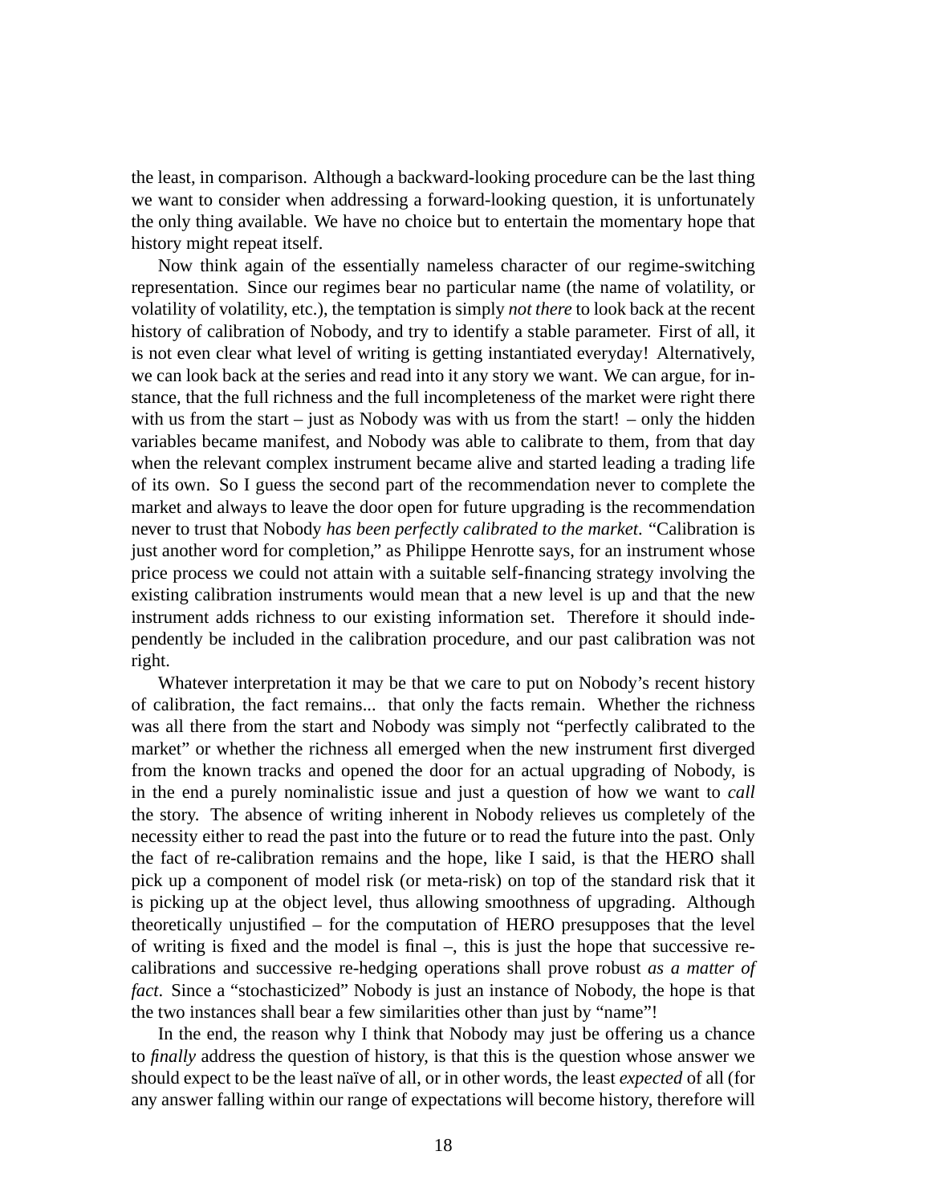the least, in comparison. Although a backward-looking procedure can be the last thing we want to consider when addressing a forward-looking question, it is unfortunately the only thing available. We have no choice but to entertain the momentary hope that history might repeat itself.

Now think again of the essentially nameless character of our regime-switching representation. Since our regimes bear no particular name (the name of volatility, or volatility of volatility, etc.), the temptation is simply *not there* to look back at the recent history of calibration of Nobody, and try to identify a stable parameter. First of all, it is not even clear what level of writing is getting instantiated everyday! Alternatively, we can look back at the series and read into it any story we want. We can argue, for instance, that the full richness and the full incompleteness of the market were right there with us from the start – just as Nobody was with us from the start! – only the hidden variables became manifest, and Nobody was able to calibrate to them, from that day when the relevant complex instrument became alive and started leading a trading life of its own. So I guess the second part of the recommendation never to complete the market and always to leave the door open for future upgrading is the recommendation never to trust that Nobody *has been perfectly calibrated to the market*. "Calibration is just another word for completion," as Philippe Henrotte says, for an instrument whose price process we could not attain with a suitable self-financing strategy involving the existing calibration instruments would mean that a new level is up and that the new instrument adds richness to our existing information set. Therefore it should independently be included in the calibration procedure, and our past calibration was not right.

Whatever interpretation it may be that we care to put on Nobody's recent history of calibration, the fact remains... that only the facts remain. Whether the richness was all there from the start and Nobody was simply not "perfectly calibrated to the market" or whether the richness all emerged when the new instrument first diverged from the known tracks and opened the door for an actual upgrading of Nobody, is in the end a purely nominalistic issue and just a question of how we want to *call* the story. The absence of writing inherent in Nobody relieves us completely of the necessity either to read the past into the future or to read the future into the past. Only the fact of re-calibration remains and the hope, like I said, is that the HERO shall pick up a component of model risk (or meta-risk) on top of the standard risk that it is picking up at the object level, thus allowing smoothness of upgrading. Although theoretically unjustified – for the computation of HERO presupposes that the level of writing is fixed and the model is final –, this is just the hope that successive re-calibrations and successive re-hedging operations shall prove robust *as a matter of fact*. Since a "stochasticized" Nobody is just an instance of Nobody, the hope is that the two instances shall bear a few similarities other than just by "name"!

In the end, the reason why I think that Nobody may just be offering us a chance to *finally* address the question of history, is that this is the question whose answer we should expect to be the least naïve of all, or in other words, the least *expected* of all (for any answer falling within our range of expectations will become history, therefore will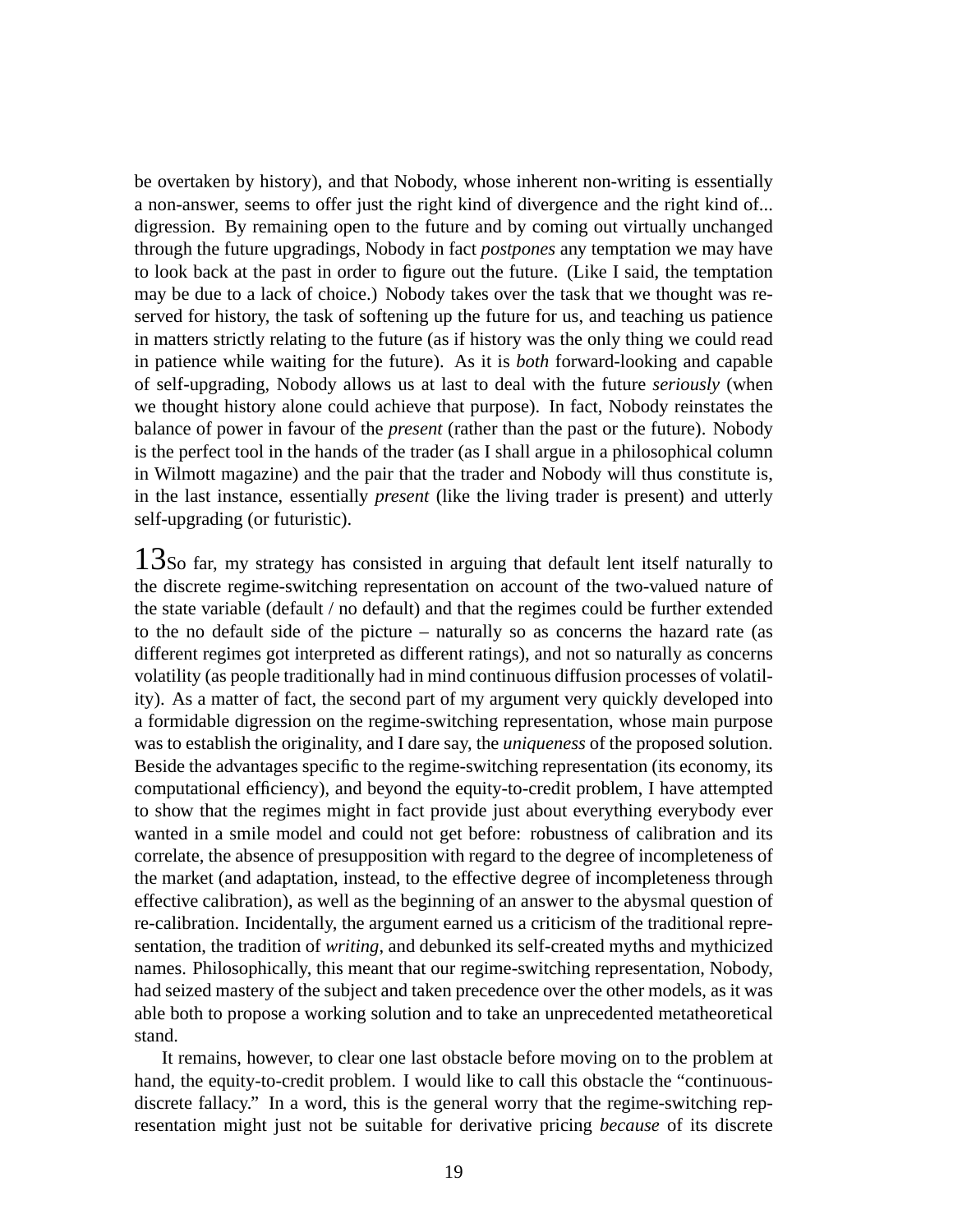be overtaken by history), and that Nobody, whose inherent non-writing is essentially a non-answer, seems to offer just the right kind of divergence and the right kind of... digression. By remaining open to the future and by coming out virtually unchanged through the future upgradings, Nobody in fact *postpones* any temptation we may have to look back at the past in order to figure out the future. (Like I said, the temptation may be due to a lack of choice.) Nobody takes over the task that we thought was reserved for history, the task of softening up the future for us, and teaching us patience in matters strictly relating to the future (as if history was the only thing we could read in patience while waiting for the future). As it is *both* forward-looking and capable of self-upgrading, Nobody allows us at last to deal with the future *seriously* (when we thought history alone could achieve that purpose). In fact, Nobody reinstates the balance of power in favour of the *present* (rather than the past or the future). Nobody is the perfect tool in the hands of the trader (as I shall argue in a philosophical column in Wilmott magazine) and the pair that the trader and Nobody will thus constitute is, in the last instance, essentially *present* (like the living trader is present) and utterly self-upgrading (or futuristic).

13 So far, my strategy has consisted in arguing that default lent itself naturally to the discrete regime-switching representation on account of the two-valued nature of the state variable (default / no default) and that the regimes could be further extended to the no default side of the picture – naturally so as concerns the hazard rate (as different regimes got interpreted as different ratings), and not so naturally as concerns volatility (as people traditionally had in mind continuous diffusion processes of volatility). As a matter of fact, the second part of my argument very quickly developed into a formidable digression on the regime-switching representation, whose main purpose was to establish the originality, and I dare say, the *uniqueness* of the proposed solution. Beside the advantages specific to the regime-switching representation (its economy, its computational efficiency), and beyond the equity-to-credit problem, I have attempted to show that the regimes might in fact provide just about everything everybody ever wanted in a smile model and could not get before: robustness of calibration and its correlate, the absence of presupposition with regard to the degree of incompleteness of the market (and adaptation, instead, to the effective degree of incompleteness through effective calibration), as well as the beginning of an answer to the abysmal question of re-calibration. Incidentally, the argument earned us a criticism of the traditional representation, the tradition of *writing*, and debunked its self-created myths and mythicized names. Philosophically, this meant that our regime-switching representation, Nobody, had seized mastery of the subject and taken precedence over the other models, as it was able both to propose a working solution and to take an unprecedented metatheoretical stand.

It remains, however, to clear one last obstacle before moving on to the problem at hand, the equity-to-credit problem. I would like to call this obstacle the "continuous-discrete fallacy." In a word, this is the general worry that the regime-switching representation might just not be suitable for derivative pricing *because* of its discrete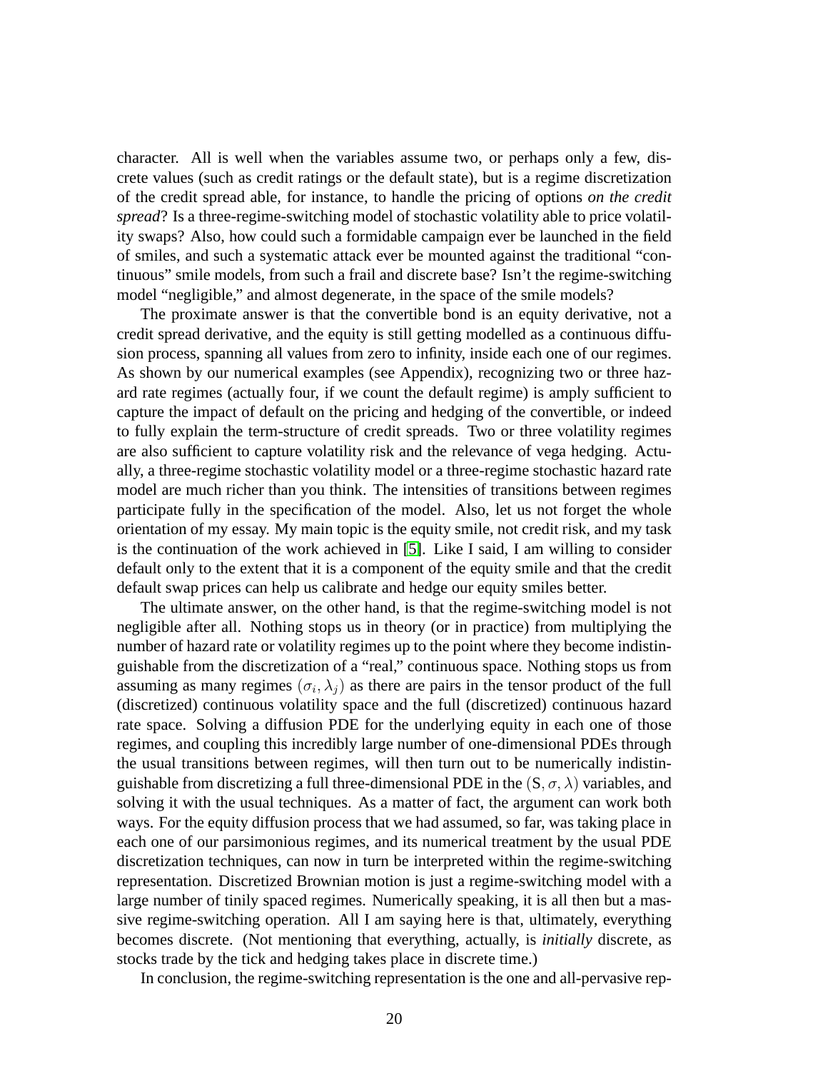character. All is well when the variables assume two, or perhaps only a few, discrete values (such as credit ratings or the default state), but is a regime discretization of the credit spread able, for instance, to handle the pricing of options *on the credit spread*? Is a three-regime-switching model of stochastic volatility able to price volatility swaps? Also, how could such a formidable campaign ever be launched in the field of smiles, and such a systematic attack ever be mounted against the traditional "continuous" smile models, from such a frail and discrete base? Isn't the regime-switching model "negligible," and almost degenerate, in the space of the smile models?

The proximate answer is that the convertible bond is an equity derivative, not a credit spread derivative, and the equity is still getting modelled as a continuous diffusion process, spanning all values from zero to infinity, inside each one of our regimes. As shown by our numerical examples (see Appendix), recognizing two or three hazard rate regimes (actually four, if we count the default regime) is amply sufficient to capture the impact of default on the pricing and hedging of the convertible, or indeed to fully explain the term-structure of credit spreads. Two or three volatility regimes are also sufficient to capture volatility risk and the relevance of vega hedging. Actually, a three-regime stochastic volatility model or a three-regime stochastic hazard rate model are much richer than you think. The intensities of transitions between regimes participate fully in the specification of the model. Also, let us not forget the whole orientation of my essay. My main topic is the equity smile, not credit risk, and my task is the continuation of the work achieved in [5]. Like I said, I am willing to consider default only to the extent that it is a component of the equity smile and that the credit default swap prices can help us calibrate and hedge our equity smiles better.

The ultimate answer, on the other hand, is that the regime-switching model is not negligible after all. Nothing stops us in theory (or in practice) from multiplying the number of hazard rate or volatility regimes up to the point where they become indistinguishable from the discretization of a "real," continuous space. Nothing stops us from assuming as many regimes $(\sigma_i, \lambda_j)$ as there are pairs in the tensor product of the full (discretized) continuous volatility space and the full (discretized) continuous hazard rate space. Solving a diffusion PDE for the underlying equity in each one of those regimes, and coupling this incredibly large number of one-dimensional PDEs through the usual transitions between regimes, will then turn out to be numerically indistinguishable from discretizing a full three-dimensional PDE in the $(\mathrm{S}, \sigma, \lambda)$ variables, and solving it with the usual techniques. As a matter of fact, the argument can work both ways. For the equity diffusion process that we had assumed, so far, was taking place in each one of our parsimonious regimes, and its numerical treatment by the usual PDE discretization techniques, can now in turn be interpreted within the regime-switching representation. Discretized Brownian motion is just a regime-switching model with a large number of tinily spaced regimes. Numerically speaking, it is all then but a massive regime-switching operation. All I am saying here is that, ultimately, everything becomes discrete. (Not mentioning that everything, actually, is *initially* discrete, as stocks trade by the tick and hedging takes place in discrete time.)

In conclusion, the regime-switching representation is the one and all-pervasive rep-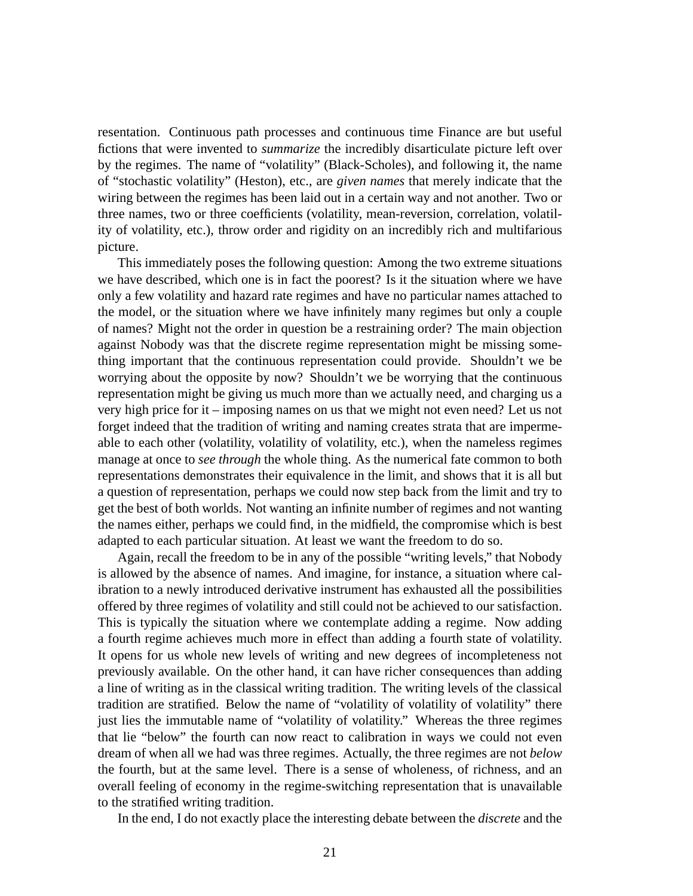resentation. Continuous path processes and continuous time Finance are but useful fictions that were invented to *summarize* the incredibly disarticulate picture left over by the regimes. The name of "volatility" (Black-Scholes), and following it, the name of "stochastic volatility" (Heston), etc., are *given names* that merely indicate that the wiring between the regimes has been laid out in a certain way and not another. Two or three names, two or three coefficients (volatility, mean-reversion, correlation, volatility of volatility, etc.), throw order and rigidity on an incredibly rich and multifarious picture.

This immediately poses the following question: Among the two extreme situations we have described, which one is in fact the poorest? Is it the situation where we have only a few volatility and hazard rate regimes and have no particular names attached to the model, or the situation where we have infinitely many regimes but only a couple of names? Might not the order in question be a restraining order? The main objection against Nobody was that the discrete regime representation might be missing something important that the continuous representation could provide. Shouldn't we be worrying about the opposite by now? Shouldn't we be worrying that the continuous representation might be giving us much more than we actually need, and charging us a very high price for it – imposing names on us that we might not even need? Let us not forget indeed that the tradition of writing and naming creates strata that are impermeable to each other (volatility, volatility of volatility, etc.), when the nameless regimes manage at once to *see through* the whole thing. As the numerical fate common to both representations demonstrates their equivalence in the limit, and shows that it is all but a question of representation, perhaps we could now step back from the limit and try to get the best of both worlds. Not wanting an infinite number of regimes and not wanting the names either, perhaps we could find, in the midfield, the compromise which is best adapted to each particular situation. At least we want the freedom to do so.

Again, recall the freedom to be in any of the possible "writing levels," that Nobody is allowed by the absence of names. And imagine, for instance, a situation where calibration to a newly introduced derivative instrument has exhausted all the possibilities offered by three regimes of volatility and still could not be achieved to our satisfaction. This is typically the situation where we contemplate adding a regime. Now adding a fourth regime achieves much more in effect than adding a fourth state of volatility. It opens for us whole new levels of writing and new degrees of incompleteness not previously available. On the other hand, it can have richer consequences than adding a line of writing as in the classical writing tradition. The writing levels of the classical tradition are stratified. Below the name of "volatility of volatility of volatility" there just lies the immutable name of "volatility of volatility." Whereas the three regimes that lie "below" the fourth can now react to calibration in ways we could not even dream of when all we had was three regimes. Actually, the three regimes are not *below* the fourth, but at the same level. There is a sense of wholeness, of richness, and an overall feeling of economy in the regime-switching representation that is unavailable to the stratified writing tradition.

In the end, I do not exactly place the interesting debate between the *discrete* and the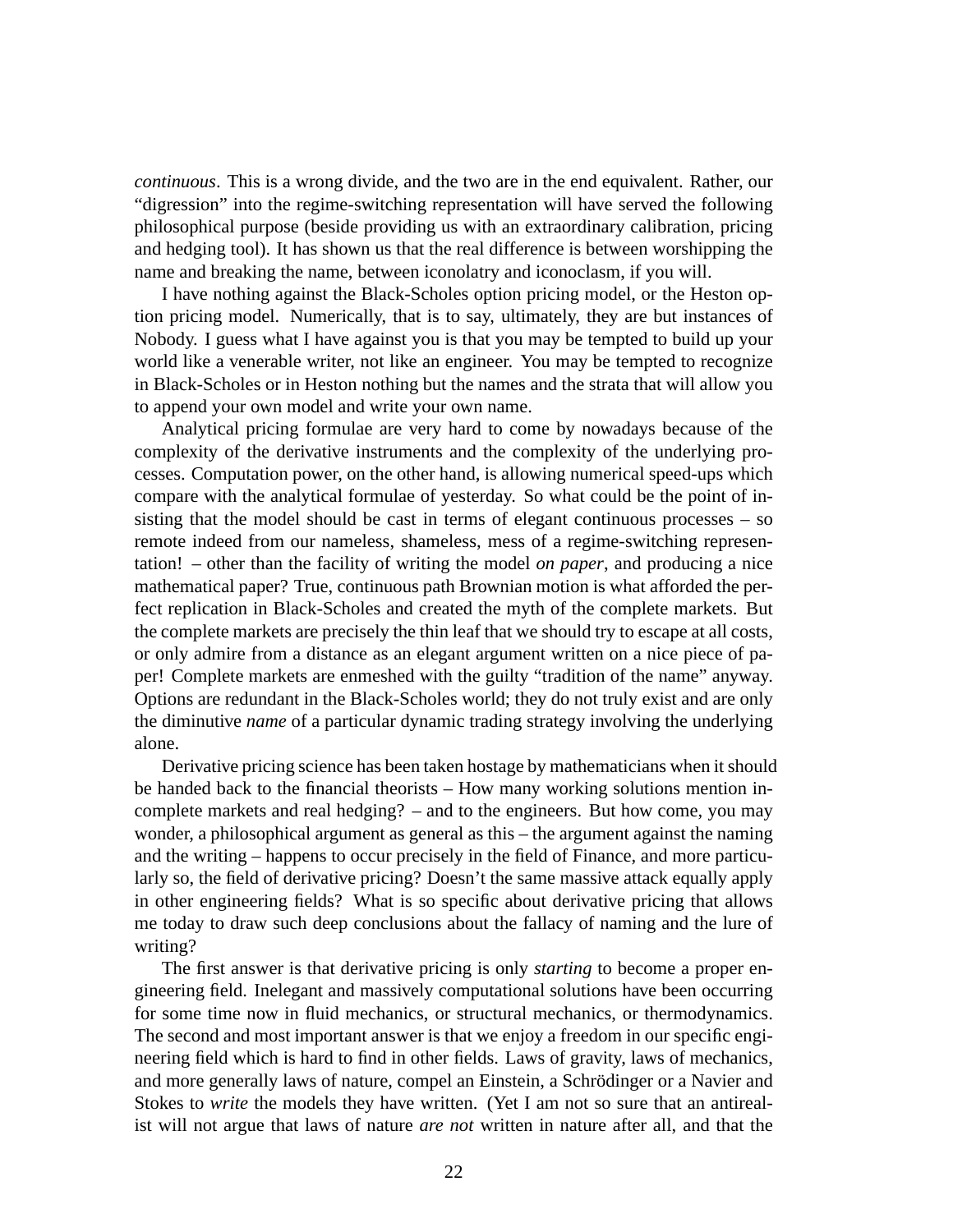*continuous*. This is a wrong divide, and the two are in the end equivalent. Rather, our "digression" into the regime-switching representation will have served the following philosophical purpose (beside providing us with an extraordinary calibration, pricing and hedging tool). It has shown us that the real difference is between worshipping the name and breaking the name, between iconolatry and iconoclasm, if you will.

I have nothing against the Black-Scholes option pricing model, or the Heston option pricing model. Numerically, that is to say, ultimately, they are but instances of Nobody. I guess what I have against you is that you may be tempted to build up your world like a venerable writer, not like an engineer. You may be tempted to recognize in Black-Scholes or in Heston nothing but the names and the strata that will allow you to append your own model and write your own name.

Analytical pricing formulae are very hard to come by nowadays because of the complexity of the derivative instruments and the complexity of the underlying processes. Computation power, on the other hand, is allowing numerical speed-ups which compare with the analytical formulae of yesterday. So what could be the point of insisting that the model should be cast in terms of elegant continuous processes – so remote indeed from our nameless, shameless, mess of a regime-switching representation! – other than the facility of writing the model *on paper*, and producing a nice mathematical paper? True, continuous path Brownian motion is what afforded the perfect replication in Black-Scholes and created the myth of the complete markets. But the complete markets are precisely the thin leaf that we should try to escape at all costs, or only admire from a distance as an elegant argument written on a nice piece of paper! Complete markets are enmeshed with the guilty "tradition of the name" anyway. Options are redundant in the Black-Scholes world; they do not truly exist and are only the diminutive *name* of a particular dynamic trading strategy involving the underlying alone.

Derivative pricing science has been taken hostage by mathematicians when it should be handed back to the financial theorists – How many working solutions mention incomplete markets and real hedging? – and to the engineers. But how come, you may wonder, a philosophical argument as general as this – the argument against the naming and the writing – happens to occur precisely in the field of Finance, and more particularly so, the field of derivative pricing? Doesn't the same massive attack equally apply in other engineering fields? What is so specific about derivative pricing that allows me today to draw such deep conclusions about the fallacy of naming and the lure of writing?

The first answer is that derivative pricing is only *starting* to become a proper engineering field. Inelegant and massively computational solutions have been occurring for some time now in fluid mechanics, or structural mechanics, or thermodynamics. The second and most important answer is that we enjoy a freedom in our specific engineering field which is hard to find in other fields. Laws of gravity, laws of mechanics, and more generally laws of nature, compel an Einstein, a Schrödinger or a Navier and Stokes to *write* the models they have written. (Yet I am not so sure that an antirealist will not argue that laws of nature *are not* written in nature after all, and that the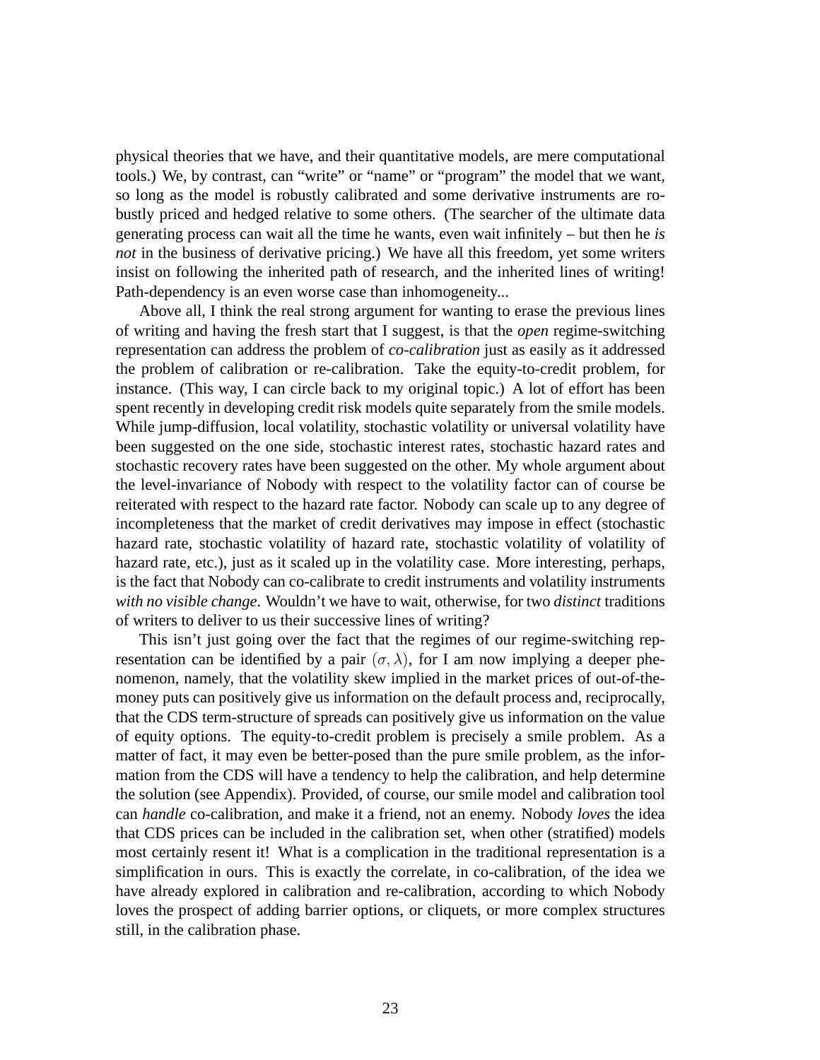physical theories that we have, and their quantitative models, are mere computational tools.) We, by contrast, can "write" or "name" or "program" the model that we want, so long as the model is robustly calibrated and some derivative instruments are robustly priced and hedged relative to some others. (The searcher of the ultimate data generating process can wait all the time he wants, even wait infinitely – but then he *is not* in the business of derivative pricing.) We have all this freedom, yet some writers insist on following the inherited path of research, and the inherited lines of writing! Path-dependency is an even worse case than inhomogeneity...

Above all, I think the real strong argument for wanting to erase the previous lines of writing and having the fresh start that I suggest, is that the *open* regime-switching representation can address the problem of *co-calibration* just as easily as it addressed the problem of calibration or re-calibration. Take the equity-to-credit problem, for instance. (This way, I can circle back to my original topic.) A lot of effort has been spent recently in developing credit risk models quite separately from the smile models. While jump-diffusion, local volatility, stochastic volatility or universal volatility have been suggested on the one side, stochastic interest rates, stochastic hazard rates and stochastic recovery rates have been suggested on the other. My whole argument about the level-invariance of Nobody with respect to the volatility factor can of course be reiterated with respect to the hazard rate factor. Nobody can scale up to any degree of incompleteness that the market of credit derivatives may impose in effect (stochastic hazard rate, stochastic volatility of hazard rate, stochastic volatility of volatility of hazard rate, etc.), just as it scaled up in the volatility case. More interesting, perhaps, is the fact that Nobody can co-calibrate to credit instruments and volatility instruments *with no visible change*. Wouldn't we have to wait, otherwise, for two *distinct* traditions of writers to deliver to us their successive lines of writing?

This isn't just going over the fact that the regimes of our regime-switching representation can be identified by a pair $(\sigma, \lambda)$, for I am now implying a deeper phenomenon, namely, that the volatility skew implied in the market prices of out-of-the-money puts can positively give us information on the default process and, reciprocally, that the CDS term-structure of spreads can positively give us information on the value of equity options. The equity-to-credit problem is precisely a smile problem. As a matter of fact, it may even be better-posed than the pure smile problem, as the information from the CDS will have a tendency to help the calibration, and help determine the solution (see Appendix). Provided, of course, our smile model and calibration tool can *handle* co-calibration, and make it a friend, not an enemy. Nobody *loves* the idea that CDS prices can be included in the calibration set, when other (stratified) models most certainly resent it! What is a complication in the traditional representation is a simplification in ours. This is exactly the correlate, in co-calibration, of the idea we have already explored in calibration and re-calibration, according to which Nobody loves the prospect of adding barrier options, or cliquets, or more complex structures still, in the calibration phase.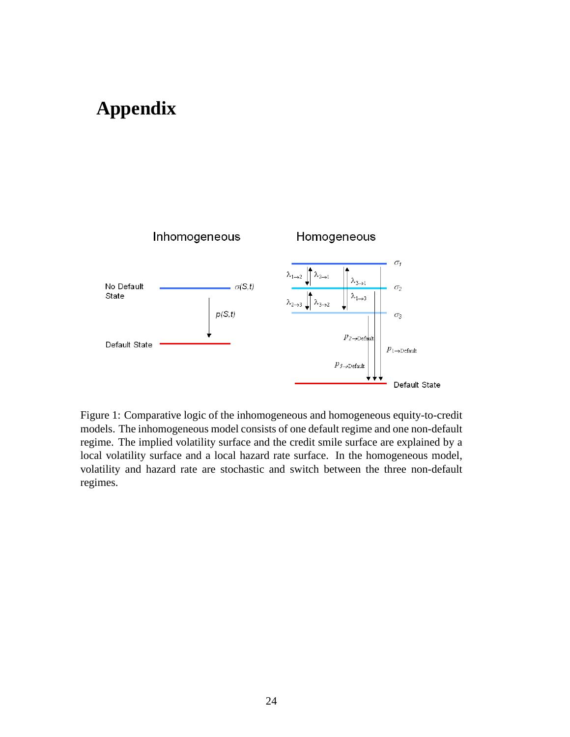# Appendix

Figure 1: Comparative logic of the inhomogeneous and homogeneous equity-to-credit models. The inhomogeneous model consists of one default regime and one non-default regime. The implied volatility surface and the credit smile surface are explained by a local volatility surface and a local hazard rate surface. In the homogeneous model, volatility and hazard rate are stochastic and switch between the three non-default regimes.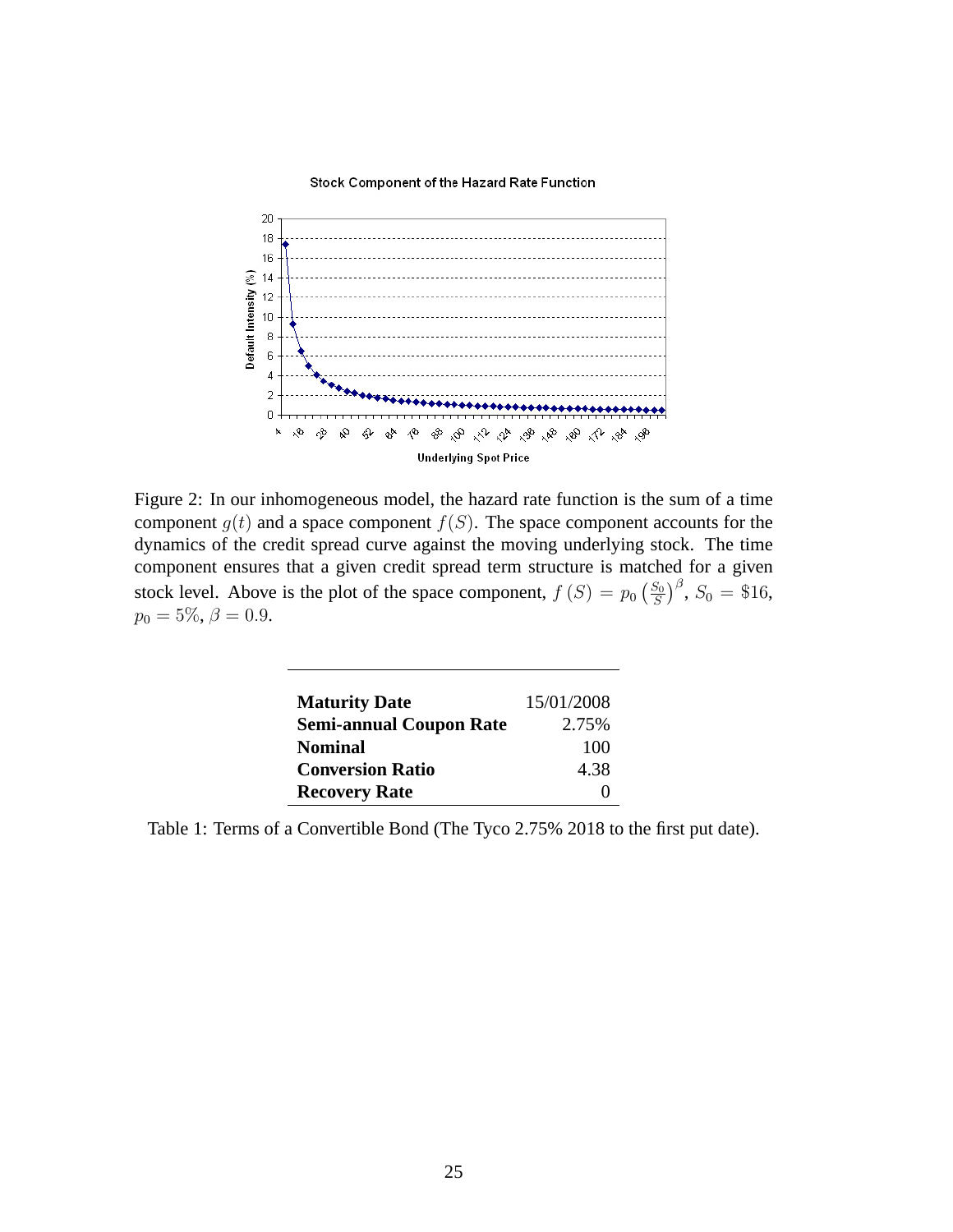Figure 2: In our inhomogeneous model, the hazard rate function is the sum of a time component $g(t)$ and a space component $f(S)$. The space component accounts for the dynamics of the credit spread curve against the moving underlying stock. The time component ensures that a given credit spread term structure is matched for a given stock level. Above is the plot of the space component, $f(S) = p_0 \left(\frac{S_0}{S}\right)^{\beta}$, $S_0 = \$16$, $p_0 = 5\%$, $\beta = 0.9$.

| | |
|---|---|
| **Maturity Date** | 15/01/2008 |
| **Semi-annual Coupon Rate** | 2.75% |
| **Nominal** | 100 |
| **Conversion Ratio** | 4.38 |
| **Recovery Rate** | 0 |

Table 1: Terms of a Convertible Bond (The Tyco 2.75% 2018 to the first put date).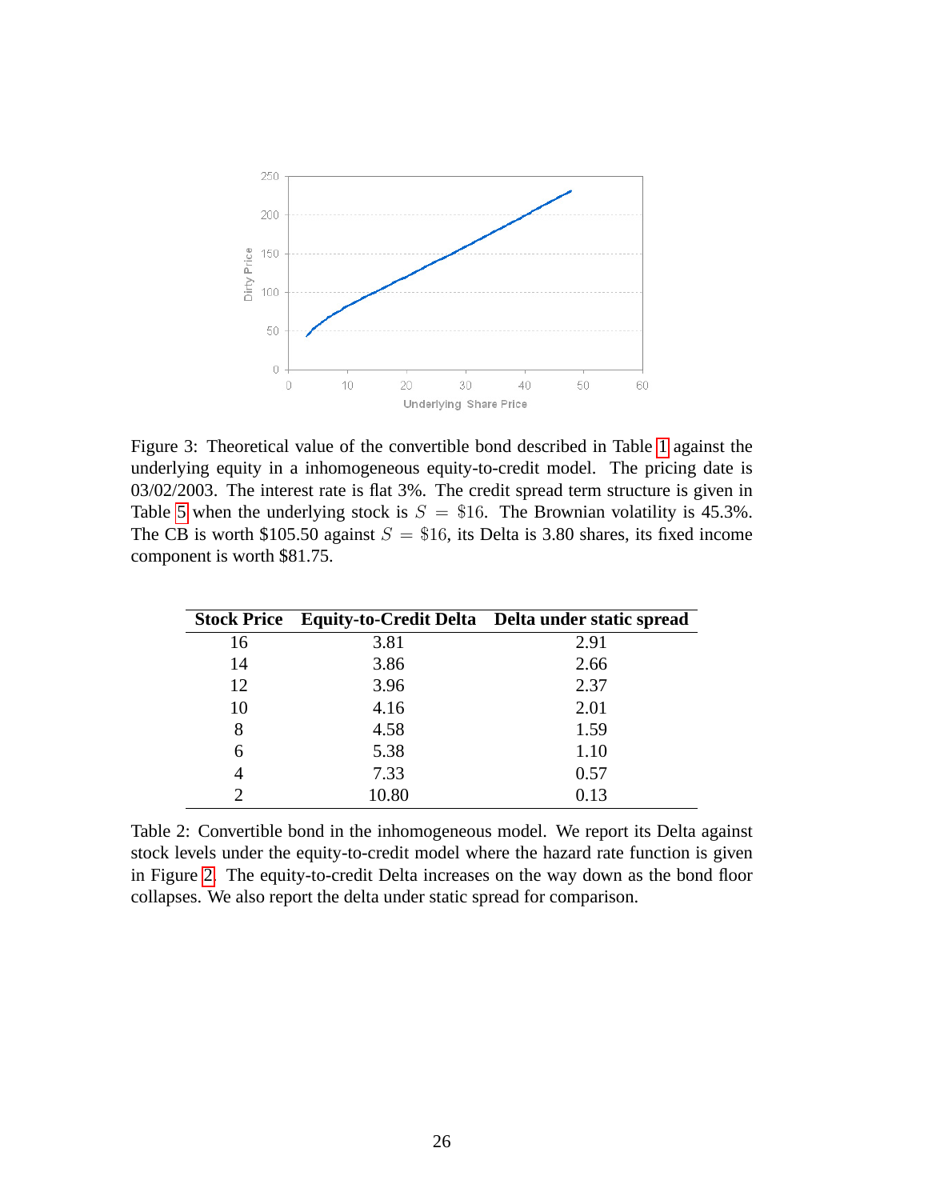Figure 3: Theoretical value of the convertible bond described in Table 1 against the underlying equity in a inhomogeneous equity-to-credit model. The pricing date is 03/02/2003. The interest rate is flat 3%. The credit spread term structure is given in Table 5 when the underlying stock is $S = \$16$. The Brownian volatility is 45.3%. The CB is worth \$105.50 against $S = \$16$, its Delta is 3.80 shares, its fixed income component is worth \$81.75.

| Stock Price | Equity-to-Credit Delta | Delta under static spread |
|---|---|---|
| 16 | 3.81 | 2.91 |
| 14 | 3.86 | 2.66 |
| 12 | 3.96 | 2.37 |
| 10 | 4.16 | 2.01 |
| 8 | 4.58 | 1.59 |
| 6 | 5.38 | 1.10 |
| 4 | 7.33 | 0.57 |
| 2 | 10.80 | 0.13 |

Table 2: Convertible bond in the inhomogeneous model. We report its Delta against stock levels under the equity-to-credit model where the hazard rate function is given in Figure 2. The equity-to-credit Delta increases on the way down as the bond floor collapses. We also report the delta under static spread for comparison.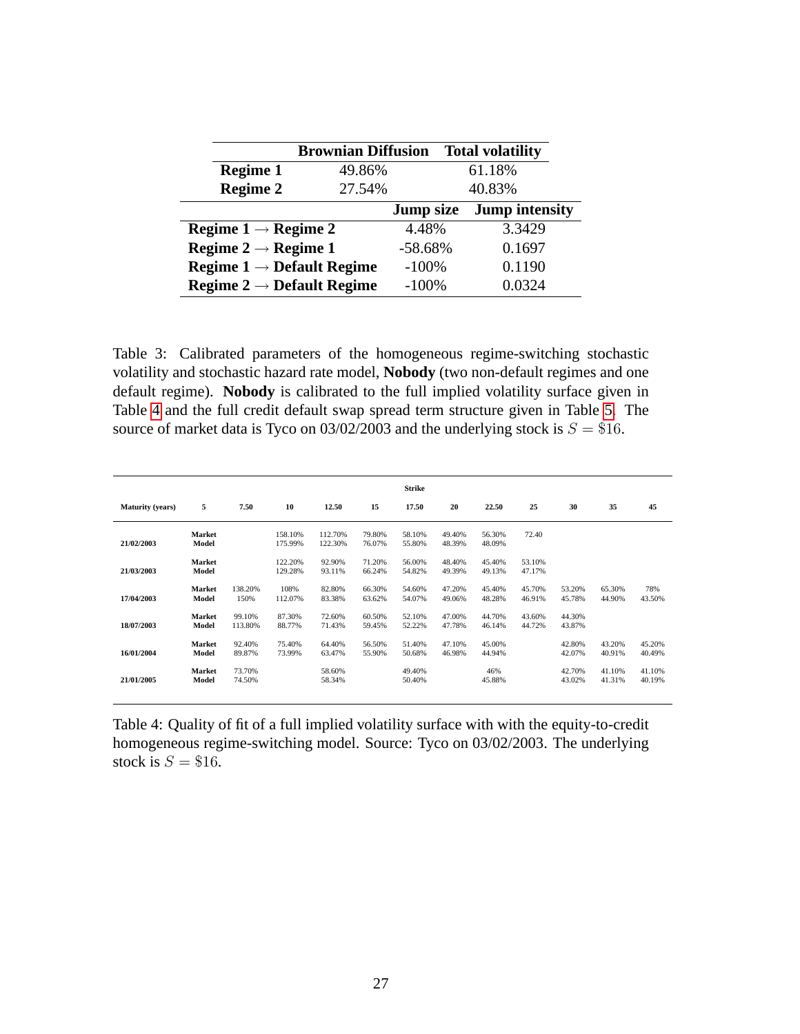| | Brownian Diffusion | Total volatility |
|---|---|---|
| **Regime 1** | 49.86% | 61.18% |
| **Regime 2** | 27.54% | 40.83% |
| | **Jump size** | **Jump intensity** |
| **Regime 1 → Regime 2** | 4.48% | 3.3429 |
| **Regime 2 → Regime 1** | -58.68% | 0.1697 |
| **Regime 1 → Default Regime** | -100% | 0.1190 |
| **Regime 2 → Default Regime** | -100% | 0.0324 |

Table 3: Calibrated parameters of the homogeneous regime-switching stochastic volatility and stochastic hazard rate model, **Nobody** (two non-default regimes and one default regime). **Nobody** is calibrated to the full implied volatility surface given in Table 4 and the full credit default swap spread term structure given in Table 5. The source of market data is Tyco on 03/02/2003 and the underlying stock is $S = \$16$.

| | | | | | | **Strike** | | | | | | |
|---|---|---|---|---|---|---|---|---|---|---|---|---|
| **Maturity (years)** | **5** | **7.50** | **10** | **12.50** | **15** | **17.50** | **20** | **22.50** | **25** | **30** | **35** | **45** |
| **21/02/2003** | **Market** | | 158.10% | 112.70% | 79.80% | 58.10% | 49.40% | 56.30% | 72.40 | | | |
| | **Model** | | 175.99% | 122.30% | 76.07% | 55.80% | 48.39% | 48.09% | | | | |
| **21/03/2003** | **Market** | | 122.20% | 92.90% | 71.20% | 56.00% | 48.40% | 45.40% | 53.10% | | | |
| | **Model** | | 129.28% | 93.11% | 66.24% | 54.82% | 49.39% | 49.13% | 47.17% | | | |
| **17/04/2003** | **Market** | 138.20% | 108% | 82.80% | 66.30% | 54.60% | 47.20% | 45.40% | 45.70% | 53.20% | 65.30% | 78% |
| | **Model** | 150% | 112.07% | 83.38% | 63.62% | 54.07% | 49.06% | 48.28% | 46.91% | 45.78% | 44.90% | 43.50% |
| **18/07/2003** | **Market** | 99.10% | 87.30% | 72.60% | 60.50% | 52.10% | 47.00% | 44.70% | 43.60% | 44.30% | | |
| | **Model** | 113.80% | 88.77% | 71.43% | 59.45% | 52.22% | 47.78% | 46.14% | 44.72% | 43.87% | | |
| **16/01/2004** | **Market** | 92.40% | 75.40% | 64.40% | 56.50% | 51.40% | 47.10% | 45.00% | | 42.80% | 43.20% | 45.20% |
| | **Model** | 89.87% | 73.99% | 63.47% | 55.90% | 50.68% | 46.98% | 44.94% | | 42.07% | 40.91% | 40.49% |
| **21/01/2005** | **Market** | 73.70% | | 58.60% | | 49.40% | | 46% | | 42.70% | 41.10% | 41.10% |
| | **Model** | 74.50% | | 58.34% | | 50.40% | | 45.88% | | 43.02% | 41.31% | 40.19% |

Table 4: Quality of fit of a full implied volatility surface with with the equity-to-credit homogeneous regime-switching model. Source: Tyco on 03/02/2003. The underlying stock is $S = \$16$.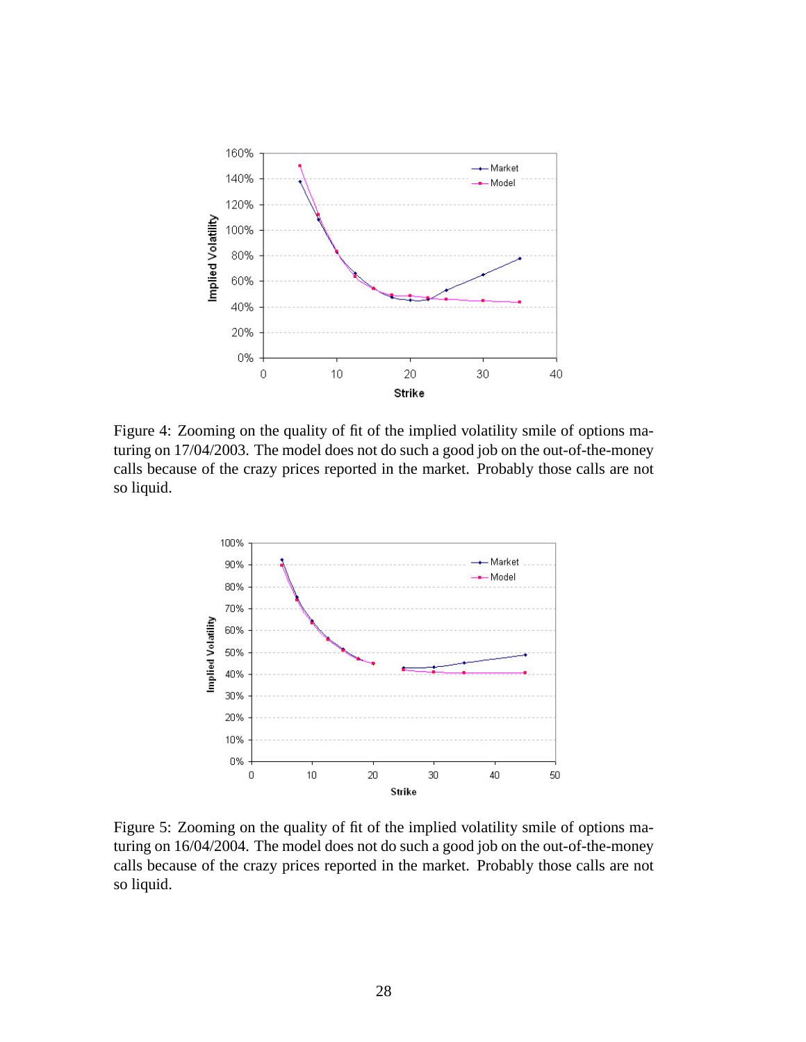Figure 4: Zooming on the quality of fit of the implied volatility smile of options maturing on 17/04/2003. The model does not do such a good job on the out-of-the-money calls because of the crazy prices reported in the market. Probably those calls are not so liquid.

Figure 5: Zooming on the quality of fit of the implied volatility smile of options maturing on 16/04/2004. The model does not do such a good job on the out-of-the-money calls because of the crazy prices reported in the market. Probably those calls are not so liquid.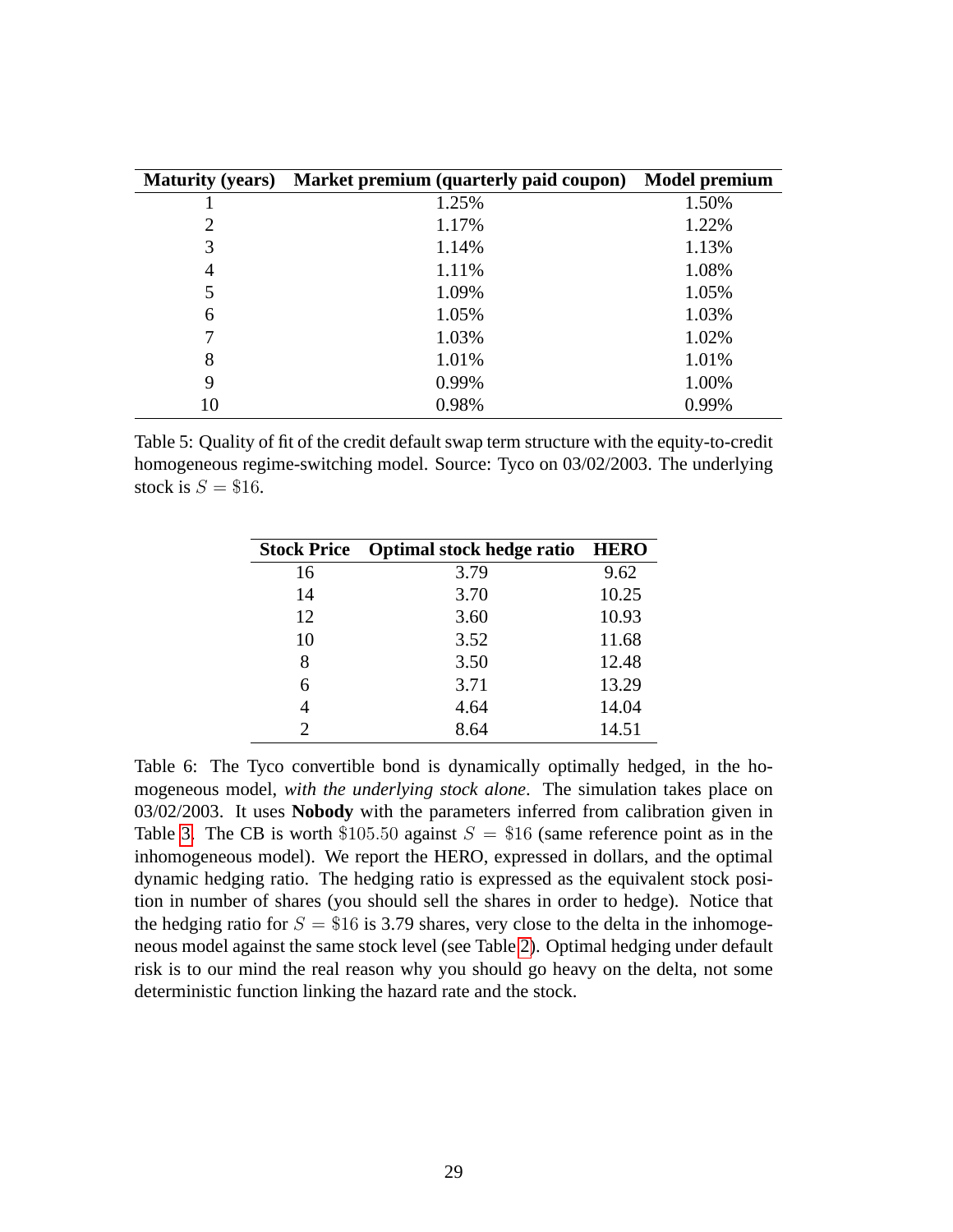| Maturity (years) | Market premium (quarterly paid coupon) | Model premium |
|---|---|---|
| 1 | 1.25% | 1.50% |
| 2 | 1.17% | 1.22% |
| 3 | 1.14% | 1.13% |
| 4 | 1.11% | 1.08% |
| 5 | 1.09% | 1.05% |
| 6 | 1.05% | 1.03% |
| 7 | 1.03% | 1.02% |
| 8 | 1.01% | 1.01% |
| 9 | 0.99% | 1.00% |
| 10 | 0.98% | 0.99% |

Table 5: Quality of fit of the credit default swap term structure with the equity-to-credit homogeneous regime-switching model. Source: Tyco on 03/02/2003. The underlying stock is $S = \$16$.

| Stock Price | Optimal stock hedge ratio | HERO |
|---|---|---|
| 16 | 3.79 | 9.62 |
| 14 | 3.70 | 10.25 |
| 12 | 3.60 | 10.93 |
| 10 | 3.52 | 11.68 |
| 8 | 3.50 | 12.48 |
| 6 | 3.71 | 13.29 |
| 4 | 4.64 | 14.04 |
| 2 | 8.64 | 14.51 |

Table 6: The Tyco convertible bond is dynamically optimally hedged, in the homogeneous model, *with the underlying stock alone*. The simulation takes place on 03/02/2003. It uses **Nobody** with the parameters inferred from calibration given in Table 3. The CB is worth $\$105.50$ against $S = \$16$ (same reference point as in the inhomogeneous model). We report the HERO, expressed in dollars, and the optimal dynamic hedging ratio. The hedging ratio is expressed as the equivalent stock position in number of shares (you should sell the shares in order to hedge). Notice that the hedging ratio for $S = \$16$ is 3.79 shares, very close to the delta in the inhomogeneous model against the same stock level (see Table 2). Optimal hedging under default risk is to our mind the real reason why you should go heavy on the delta, not some deterministic function linking the hazard rate and the stock.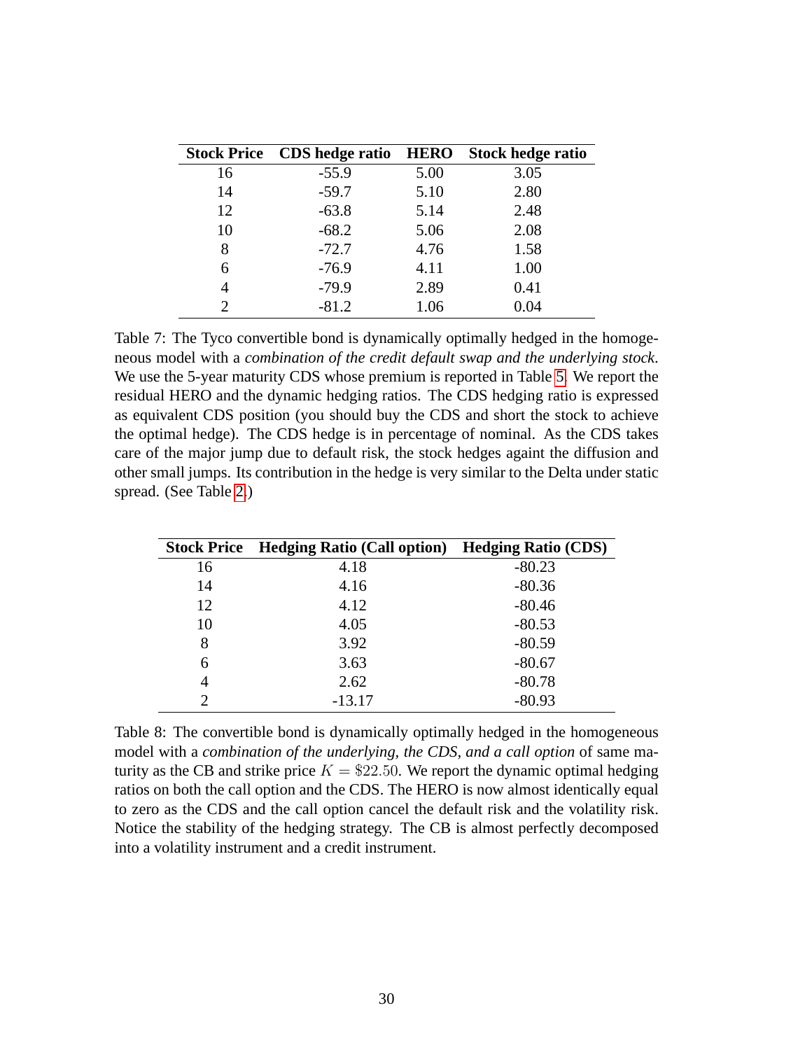| Stock Price | CDS hedge ratio | HERO | Stock hedge ratio |
|---|---|---|---|
| 16 | -55.9 | 5.00 | 3.05 |
| 14 | -59.7 | 5.10 | 2.80 |
| 12 | -63.8 | 5.14 | 2.48 |
| 10 | -68.2 | 5.06 | 2.08 |
| 8 | -72.7 | 4.76 | 1.58 |
| 6 | -76.9 | 4.11 | 1.00 |
| 4 | -79.9 | 2.89 | 0.41 |
| 2 | -81.2 | 1.06 | 0.04 |

Table 7: The Tyco convertible bond is dynamically optimally hedged in the homogeneous model with a *combination of the credit default swap and the underlying stock*. We use the 5-year maturity CDS whose premium is reported in Table 5. We report the residual HERO and the dynamic hedging ratios. The CDS hedging ratio is expressed as equivalent CDS position (you should buy the CDS and short the stock to achieve the optimal hedge). The CDS hedge is in percentage of nominal. As the CDS takes care of the major jump due to default risk, the stock hedges againt the diffusion and other small jumps. Its contribution in the hedge is very similar to the Delta under static spread. (See Table 2.)

| Stock Price | Hedging Ratio (Call option) | Hedging Ratio (CDS) |
|---|---|---|
| 16 | 4.18 | -80.23 |
| 14 | 4.16 | -80.36 |
| 12 | 4.12 | -80.46 |
| 10 | 4.05 | -80.53 |
| 8 | 3.92 | -80.59 |
| 6 | 3.63 | -80.67 |
| 4 | 2.62 | -80.78 |
| 2 | -13.17 | -80.93 |

Table 8: The convertible bond is dynamically optimally hedged in the homogeneous model with a *combination of the underlying, the CDS, and a call option* of same maturity as the CB and strike price $K = \$22.50$. We report the dynamic optimal hedging ratios on both the call option and the CDS. The HERO is now almost identically equal to zero as the CDS and the call option cancel the default risk and the volatility risk. Notice the stability of the hedging strategy. The CB is almost perfectly decomposed into a volatility instrument and a credit instrument.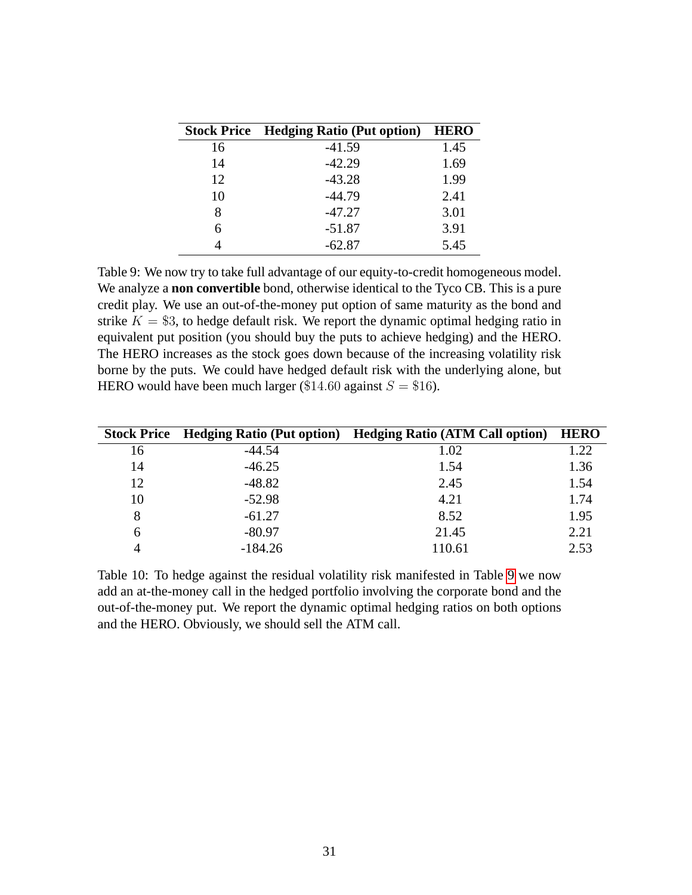| Stock Price | Hedging Ratio (Put option) | HERO |
|---|---|---|
| 16 | -41.59 | 1.45 |
| 14 | -42.29 | 1.69 |
| 12 | -43.28 | 1.99 |
| 10 | -44.79 | 2.41 |
| 8 | -47.27 | 3.01 |
| 6 | -51.87 | 3.91 |
| 4 | -62.87 | 5.45 |

Table 9: We now try to take full advantage of our equity-to-credit homogeneous model. We analyze a **non convertible** bond, otherwise identical to the Tyco CB. This is a pure credit play. We use an out-of-the-money put option of same maturity as the bond and strike $K = \$3$, to hedge default risk. We report the dynamic optimal hedging ratio in equivalent put position (you should buy the puts to achieve hedging) and the HERO. The HERO increases as the stock goes down because of the increasing volatility risk borne by the puts. We could have hedged default risk with the underlying alone, but HERO would have been much larger ($\$14.60$ against $S = \$16$).

| Stock Price | Hedging Ratio (Put option) | Hedging Ratio (ATM Call option) | HERO |
|---|---|---|---|
| 16 | -44.54 | 1.02 | 1.22 |
| 14 | -46.25 | 1.54 | 1.36 |
| 12 | -48.82 | 2.45 | 1.54 |
| 10 | -52.98 | 4.21 | 1.74 |
| 8 | -61.27 | 8.52 | 1.95 |
| 6 | -80.97 | 21.45 | 2.21 |
| 4 | -184.26 | 110.61 | 2.53 |

Table 10: To hedge against the residual volatility risk manifested in Table 9 we now add an at-the-money call in the hedged portfolio involving the corporate bond and the out-of-the-money put. We report the dynamic optimal hedging ratios on both options and the HERO. Obviously, we should sell the ATM call.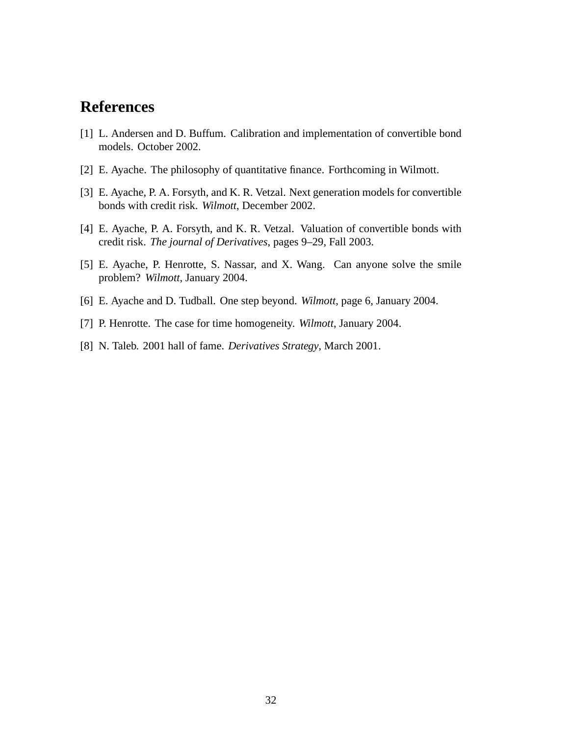# References

[1] L. Andersen and D. Buffum. Calibration and implementation of convertible bond models. October 2002.

[2] E. Ayache. The philosophy of quantitative finance. Forthcoming in Wilmott.

[3] E. Ayache, P. A. Forsyth, and K. R. Vetzal. Next generation models for convertible bonds with credit risk. *Wilmott*, December 2002.

[4] E. Ayache, P. A. Forsyth, and K. R. Vetzal. Valuation of convertible bonds with credit risk. *The journal of Derivatives*, pages 9–29, Fall 2003.

[5] E. Ayache, P. Henrotte, S. Nassar, and X. Wang. Can anyone solve the smile problem? *Wilmott*, January 2004.

[6] E. Ayache and D. Tudball. One step beyond. *Wilmott*, page 6, January 2004.

[7] P. Henrotte. The case for time homogeneity. *Wilmott*, January 2004.

[8] N. Taleb. 2001 hall of fame. *Derivatives Strategy*, March 2001.